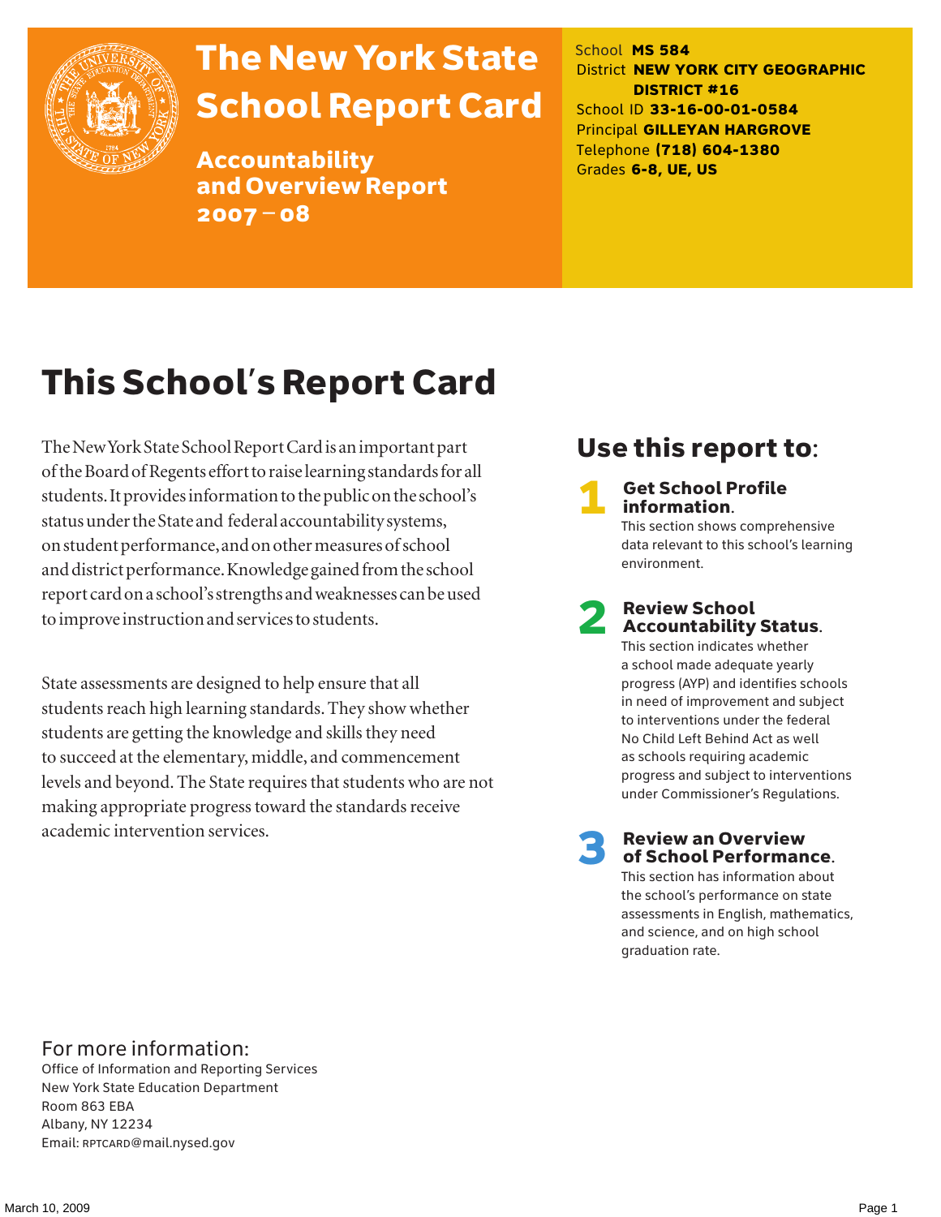# The New York State School Report Card

## Accountability and Overview Report 2007 – 08

School **MS 584**
District **NEW YORK CITY GEOGRAPHIC DISTRICT #16**
School ID **33-16-00-01-0584**
Principal **GILLEYAN HARGROVE**
Telephone **(718) 604-1380**
Grades **6-8, UE, US**

# This School's Report Card

The New York State School Report Card is an important part of the Board of Regents effort to raise learning standards for all students. It provides information to the public on the school's status under the State and federal accountability systems, on student performance, and on other measures of school and district performance. Knowledge gained from the school report card on a school's strengths and weaknesses can be used to improve instruction and services to students.

State assessments are designed to help ensure that all students reach high learning standards. They show whether students are getting the knowledge and skills they need to succeed at the elementary, middle, and commencement levels and beyond. The State requires that students who are not making appropriate progress toward the standards receive academic intervention services.

## Use this report to:

**1 Get School Profile information.**
This section shows comprehensive data relevant to this school's learning environment.

**2 Review School Accountability Status.**
This section indicates whether a school made adequate yearly progress (AYP) and identifies schools in need of improvement and subject to interventions under the federal No Child Left Behind Act as well as schools requiring academic progress and subject to interventions under Commissioner's Regulations.

**3 Review an Overview of School Performance.**
This section has information about the school's performance on state assessments in English, mathematics, and science, and on high school graduation rate.

For more information:
Office of Information and Reporting Services
New York State Education Department
Room 863 EBA
Albany, NY 12234
Email: RPTCARD@mail.nysed.gov

March 10, 2009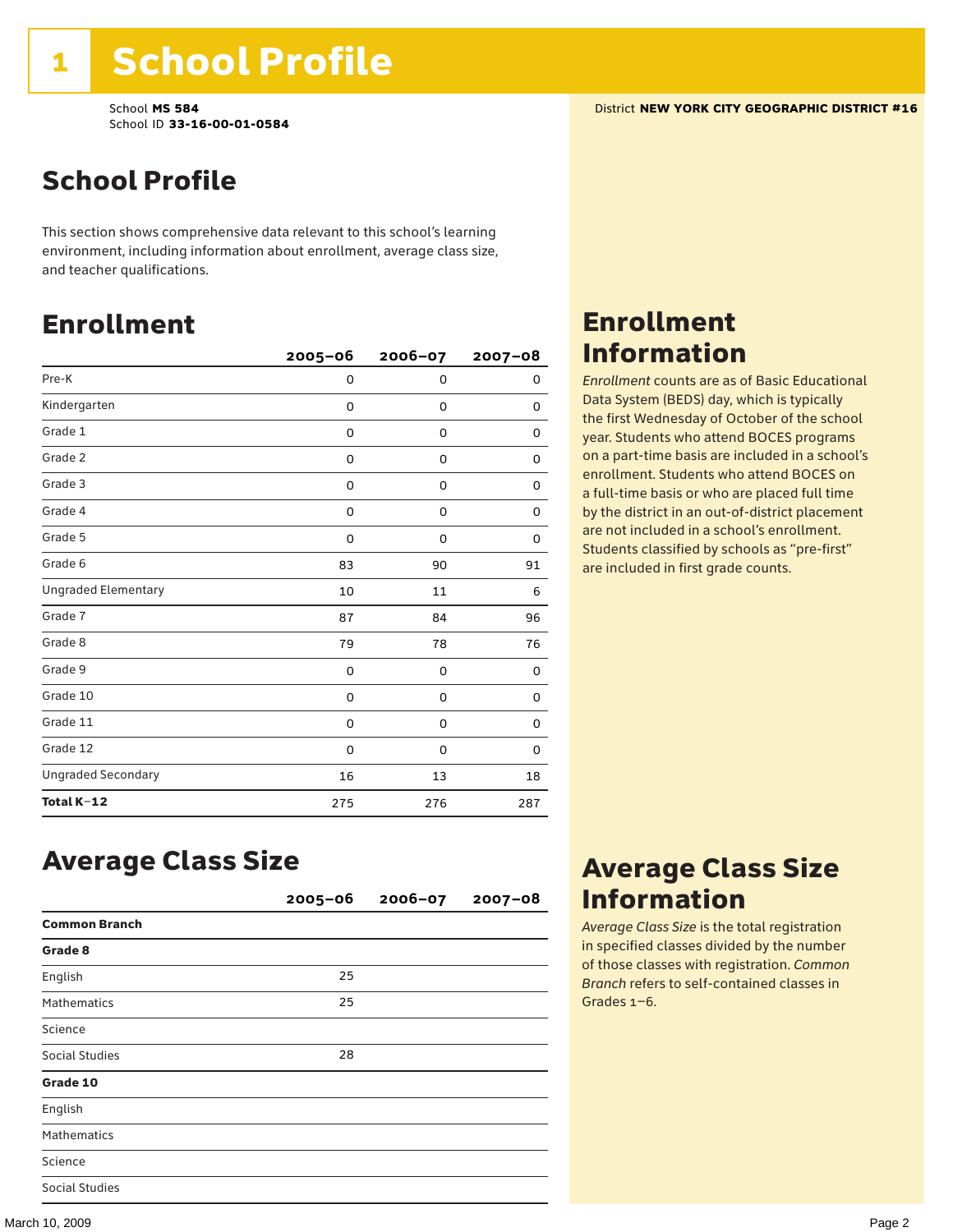# 1 School Profile

School **MS 584**
School ID **33-16-00-01-0584**

District **NEW YORK CITY GEOGRAPHIC DISTRICT #16**

## School Profile

This section shows comprehensive data relevant to this school's learning environment, including information about enrollment, average class size, and teacher qualifications.

## Enrollment

| | 2005–06 | 2006–07 | 2007–08 |
|---|---|---|---|
| Pre-K | 0 | 0 | 0 |
| Kindergarten | 0 | 0 | 0 |
| Grade 1 | 0 | 0 | 0 |
| Grade 2 | 0 | 0 | 0 |
| Grade 3 | 0 | 0 | 0 |
| Grade 4 | 0 | 0 | 0 |
| Grade 5 | 0 | 0 | 0 |
| Grade 6 | 83 | 90 | 91 |
| Ungraded Elementary | 10 | 11 | 6 |
| Grade 7 | 87 | 84 | 96 |
| Grade 8 | 79 | 78 | 76 |
| Grade 9 | 0 | 0 | 0 |
| Grade 10 | 0 | 0 | 0 |
| Grade 11 | 0 | 0 | 0 |
| Grade 12 | 0 | 0 | 0 |
| Ungraded Secondary | 16 | 13 | 18 |
| **Total K–12** | 275 | 276 | 287 |

## Enrollment Information

*Enrollment* counts are as of Basic Educational Data System (BEDS) day, which is typically the first Wednesday of October of the school year. Students who attend BOCES programs on a part-time basis are included in a school's enrollment. Students who attend BOCES on a full-time basis or who are placed full time by the district in an out-of-district placement are not included in a school's enrollment. Students classified by schools as "pre-first" are included in first grade counts.

## Average Class Size

| | 2005–06 | 2006–07 | 2007–08 |
|---|---|---|---|
| **Common Branch** | | | |
| **Grade 8** | | | |
| English | 25 | | |
| Mathematics | 25 | | |
| Science | | | |
| Social Studies | 28 | | |
| **Grade 10** | | | |
| English | | | |
| Mathematics | | | |
| Science | | | |
| Social Studies | | | |

## Average Class Size Information

*Average Class Size* is the total registration in specified classes divided by the number of those classes with registration. *Common Branch* refers to self-contained classes in Grades 1–6.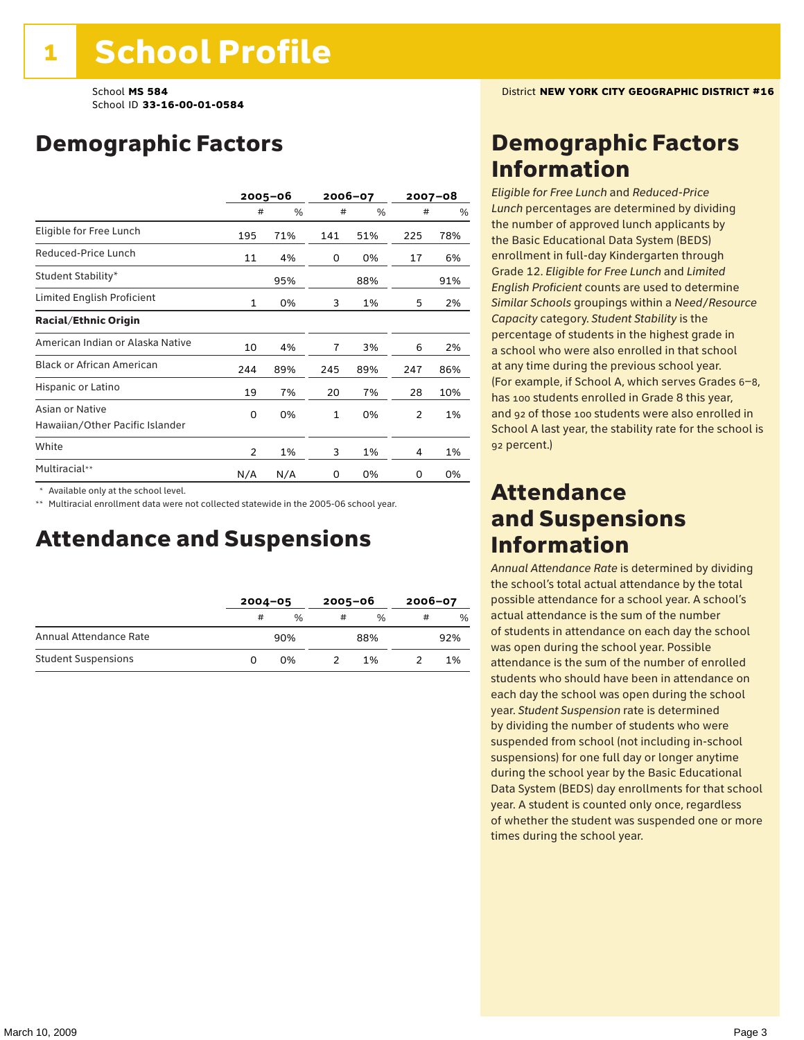# 1 School Profile

School **MS 584**
School ID **33-16-00-01-0584**

District **NEW YORK CITY GEOGRAPHIC DISTRICT #16**

## Demographic Factors

| | 2005–06 | | 2006–07 | | 2007–08 | |
|---|---|---|---|---|---|---|
| | # | % | # | % | # | % |
| Eligible for Free Lunch | 195 | 71% | 141 | 51% | 225 | 78% |
| Reduced-Price Lunch | 11 | 4% | 0 | 0% | 17 | 6% |
| Student Stability* | | 95% | | 88% | | 91% |
| Limited English Proficient | 1 | 0% | 3 | 1% | 5 | 2% |
| **Racial/Ethnic Origin** | | | | | | |
| American Indian or Alaska Native | 10 | 4% | 7 | 3% | 6 | 2% |
| Black or African American | 244 | 89% | 245 | 89% | 247 | 86% |
| Hispanic or Latino | 19 | 7% | 20 | 7% | 28 | 10% |
| Asian or Native Hawaiian/Other Pacific Islander | 0 | 0% | 1 | 0% | 2 | 1% |
| White | 2 | 1% | 3 | 1% | 4 | 1% |
| Multiracial** | N/A | N/A | 0 | 0% | 0 | 0% |

\* Available only at the school level.

\*\* Multiracial enrollment data were not collected statewide in the 2005-06 school year.

## Attendance and Suspensions

| | 2004–05 | | 2005–06 | | 2006–07 | |
|---|---|---|---|---|---|---|
| | # | % | # | % | # | % |
| Annual Attendance Rate | | 90% | | 88% | | 92% |
| Student Suspensions | 0 | 0% | 2 | 1% | 2 | 1% |

## Demographic Factors Information

*Eligible for Free Lunch* and *Reduced-Price Lunch* percentages are determined by dividing the number of approved lunch applicants by the Basic Educational Data System (BEDS) enrollment in full-day Kindergarten through Grade 12. *Eligible for Free Lunch* and *Limited English Proficient* counts are used to determine *Similar Schools* groupings within a *Need/Resource Capacity* category. *Student Stability* is the percentage of students in the highest grade in a school who were also enrolled in that school at any time during the previous school year. (For example, if School A, which serves Grades 6–8, has 100 students enrolled in Grade 8 this year, and 92 of those 100 students were also enrolled in School A last year, the stability rate for the school is 92 percent.)

## Attendance and Suspensions Information

*Annual Attendance Rate* is determined by dividing the school's total actual attendance by the total possible attendance for a school year. A school's actual attendance is the sum of the number of students in attendance on each day the school was open during the school year. Possible attendance is the sum of the number of enrolled students who should have been in attendance on each day the school was open during the school year. *Student Suspension* rate is determined by dividing the number of students who were suspended from school (not including in-school suspensions) for one full day or longer anytime during the school year by the Basic Educational Data System (BEDS) day enrollments for that school year. A student is counted only once, regardless of whether the student was suspended one or more times during the school year.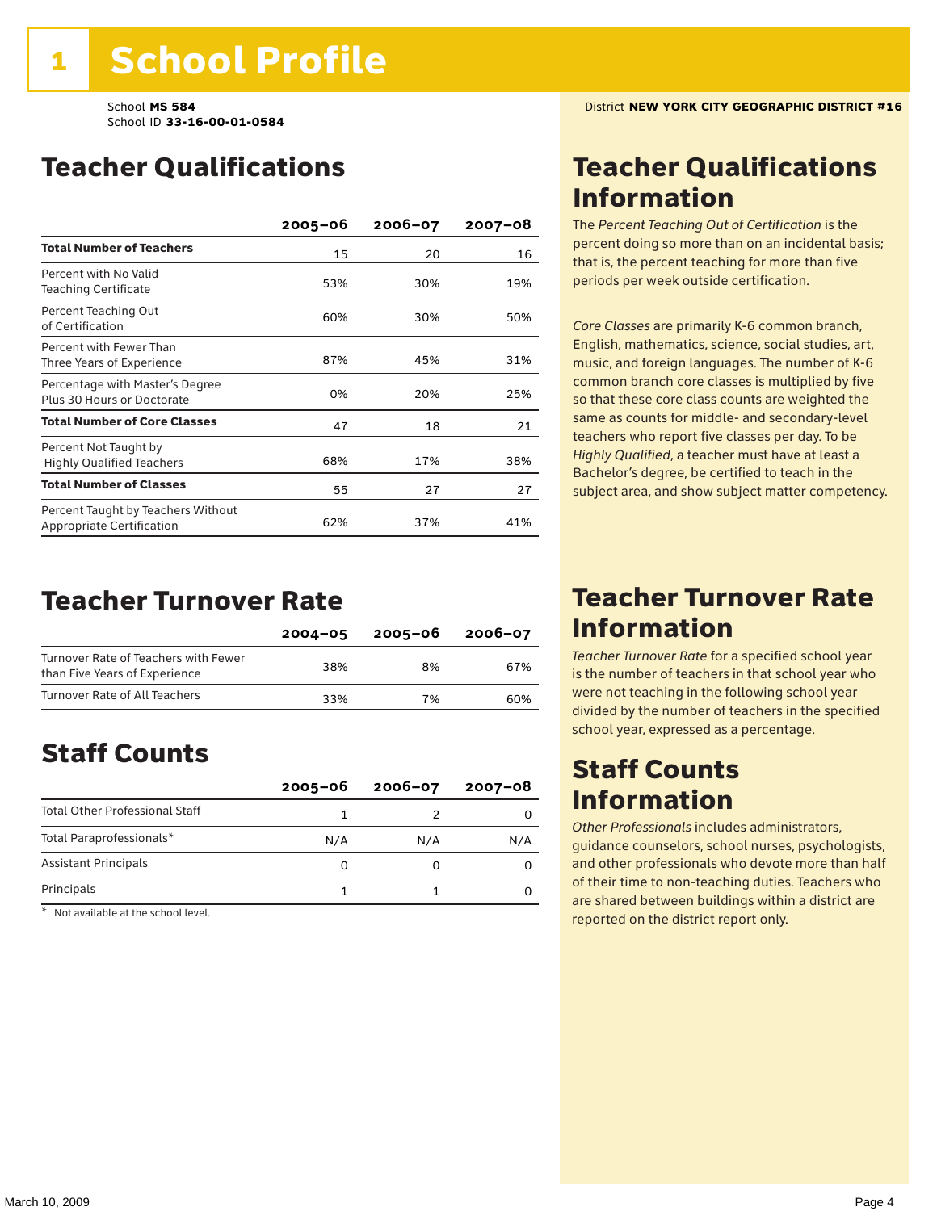# 1 School Profile

School **MS 584**
School ID **33-16-00-01-0584**

District **NEW YORK CITY GEOGRAPHIC DISTRICT #16**

## Teacher Qualifications

| | 2005–06 | 2006–07 | 2007–08 |
|---|---|---|---|
| **Total Number of Teachers** | 15 | 20 | 16 |
| Percent with No Valid Teaching Certificate | 53% | 30% | 19% |
| Percent Teaching Out of Certification | 60% | 30% | 50% |
| Percent with Fewer Than Three Years of Experience | 87% | 45% | 31% |
| Percentage with Master's Degree Plus 30 Hours or Doctorate | 0% | 20% | 25% |
| **Total Number of Core Classes** | 47 | 18 | 21 |
| Percent Not Taught by Highly Qualified Teachers | 68% | 17% | 38% |
| **Total Number of Classes** | 55 | 27 | 27 |
| Percent Taught by Teachers Without Appropriate Certification | 62% | 37% | 41% |

## Teacher Turnover Rate

| | 2004–05 | 2005–06 | 2006–07 |
|---|---|---|---|
| Turnover Rate of Teachers with Fewer than Five Years of Experience | 38% | 8% | 67% |
| Turnover Rate of All Teachers | 33% | 7% | 60% |

## Staff Counts

| | 2005–06 | 2006–07 | 2007–08 |
|---|---|---|---|
| Total Other Professional Staff | 1 | 2 | 0 |
| Total Paraprofessionals* | N/A | N/A | N/A |
| Assistant Principals | 0 | 0 | 0 |
| Principals | 1 | 1 | 0 |

\* Not available at the school level.

## Teacher Qualifications Information

The *Percent Teaching Out of Certification* is the percent doing so more than on an incidental basis; that is, the percent teaching for more than five periods per week outside certification.

*Core Classes* are primarily K-6 common branch, English, mathematics, science, social studies, art, music, and foreign languages. The number of K-6 common branch core classes is multiplied by five so that these core class counts are weighted the same as counts for middle- and secondary-level teachers who report five classes per day. To be *Highly Qualified*, a teacher must have at least a Bachelor's degree, be certified to teach in the subject area, and show subject matter competency.

## Teacher Turnover Rate Information

*Teacher Turnover Rate* for a specified school year is the number of teachers in that school year who were not teaching in the following school year divided by the number of teachers in the specified school year, expressed as a percentage.

## Staff Counts Information

*Other Professionals* includes administrators, guidance counselors, school nurses, psychologists, and other professionals who devote more than half of their time to non-teaching duties. Teachers who are shared between buildings within a district are reported on the district report only.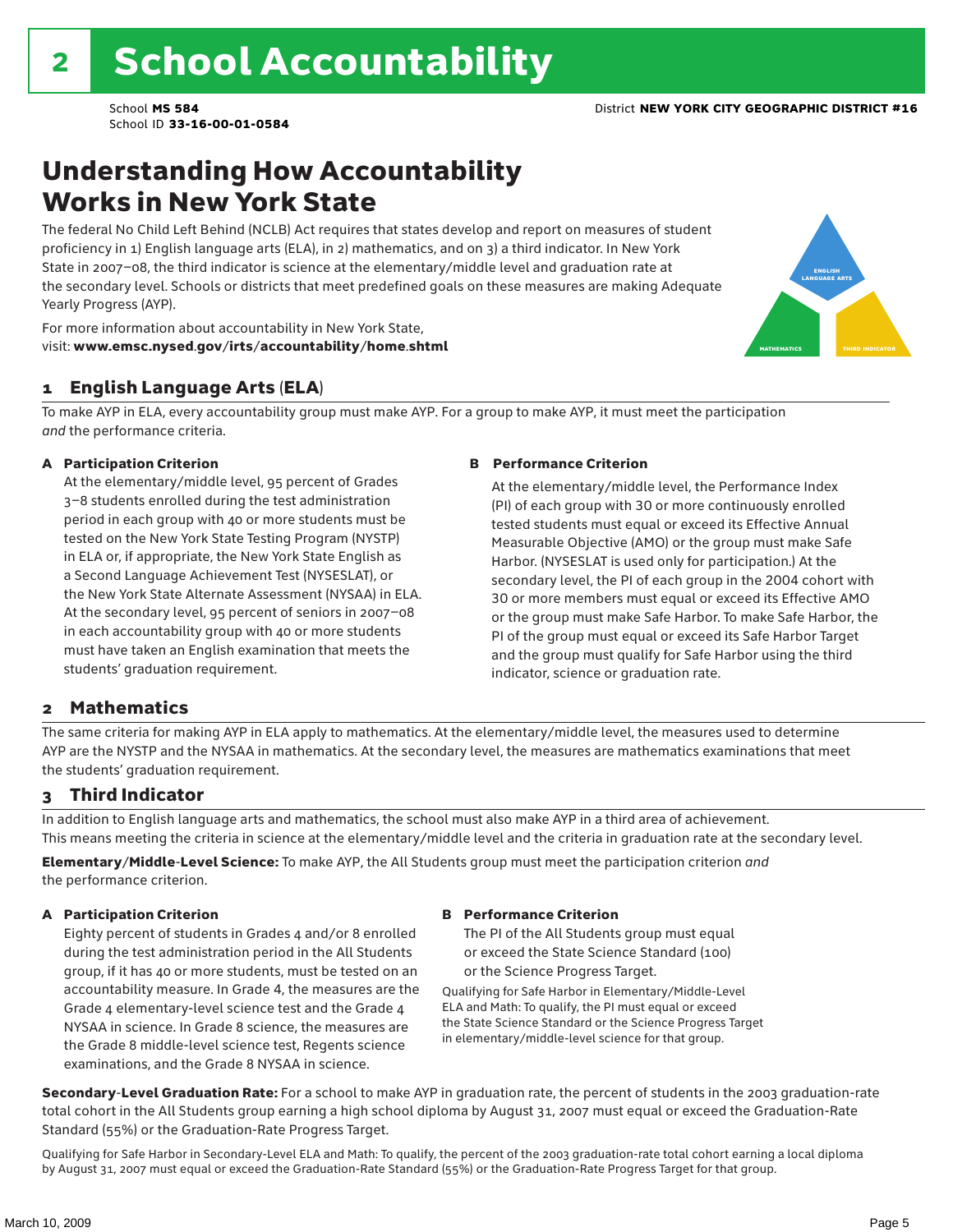# 2 School Accountability

School **MS 584**
School ID **33-16-00-01-0584**

District **NEW YORK CITY GEOGRAPHIC DISTRICT #16**

## Understanding How Accountability Works in New York State

The federal No Child Left Behind (NCLB) Act requires that states develop and report on measures of student proficiency in 1) English language arts (ELA), in 2) mathematics, and on 3) a third indicator. In New York State in 2007–08, the third indicator is science at the elementary/middle level and graduation rate at the secondary level. Schools or districts that meet predefined goals on these measures are making Adequate Yearly Progress (AYP).

For more information about accountability in New York State, visit: **www.emsc.nysed.gov/irts/accountability/home.shtml**

ENGLISH LANGUAGE ARTS

MATHEMATICS

THIRD INDICATOR

### 1 English Language Arts (ELA)

To make AYP in ELA, every accountability group must make AYP. For a group to make AYP, it must meet the participation *and* the performance criteria.

**A Participation Criterion**

At the elementary/middle level, 95 percent of Grades 3–8 students enrolled during the test administration period in each group with 40 or more students must be tested on the New York State Testing Program (NYSTP) in ELA or, if appropriate, the New York State English as a Second Language Achievement Test (NYSESLAT), or the New York State Alternate Assessment (NYSAA) in ELA. At the secondary level, 95 percent of seniors in 2007–08 in each accountability group with 40 or more students must have taken an English examination that meets the students' graduation requirement.

**B Performance Criterion**

At the elementary/middle level, the Performance Index (PI) of each group with 30 or more continuously enrolled tested students must equal or exceed its Effective Annual Measurable Objective (AMO) or the group must make Safe Harbor. (NYSESLAT is used only for participation.) At the secondary level, the PI of each group in the 2004 cohort with 30 or more members must equal or exceed its Effective AMO or the group must make Safe Harbor. To make Safe Harbor, the PI of the group must equal or exceed its Safe Harbor Target and the group must qualify for Safe Harbor using the third indicator, science or graduation rate.

### 2 Mathematics

The same criteria for making AYP in ELA apply to mathematics. At the elementary/middle level, the measures used to determine AYP are the NYSTP and the NYSAA in mathematics. At the secondary level, the measures are mathematics examinations that meet the students' graduation requirement.

### 3 Third Indicator

In addition to English language arts and mathematics, the school must also make AYP in a third area of achievement. This means meeting the criteria in science at the elementary/middle level and the criteria in graduation rate at the secondary level.

**Elementary/Middle-Level Science:** To make AYP, the All Students group must meet the participation criterion *and* the performance criterion.

**A Participation Criterion**

Eighty percent of students in Grades 4 and/or 8 enrolled during the test administration period in the All Students group, if it has 40 or more students, must be tested on an accountability measure. In Grade 4, the measures are the Grade 4 elementary-level science test and the Grade 4 NYSAA in science. In Grade 8 science, the measures are the Grade 8 middle-level science test, Regents science examinations, and the Grade 8 NYSAA in science.

**B Performance Criterion**

The PI of the All Students group must equal or exceed the State Science Standard (100) or the Science Progress Target.

Qualifying for Safe Harbor in Elementary/Middle-Level ELA and Math: To qualify, the PI must equal or exceed the State Science Standard or the Science Progress Target in elementary/middle-level science for that group.

**Secondary-Level Graduation Rate:** For a school to make AYP in graduation rate, the percent of students in the 2003 graduation-rate total cohort in the All Students group earning a high school diploma by August 31, 2007 must equal or exceed the Graduation-Rate Standard (55%) or the Graduation-Rate Progress Target.

Qualifying for Safe Harbor in Secondary-Level ELA and Math: To qualify, the percent of the 2003 graduation-rate total cohort earning a local diploma by August 31, 2007 must equal or exceed the Graduation-Rate Standard (55%) or the Graduation-Rate Progress Target for that group.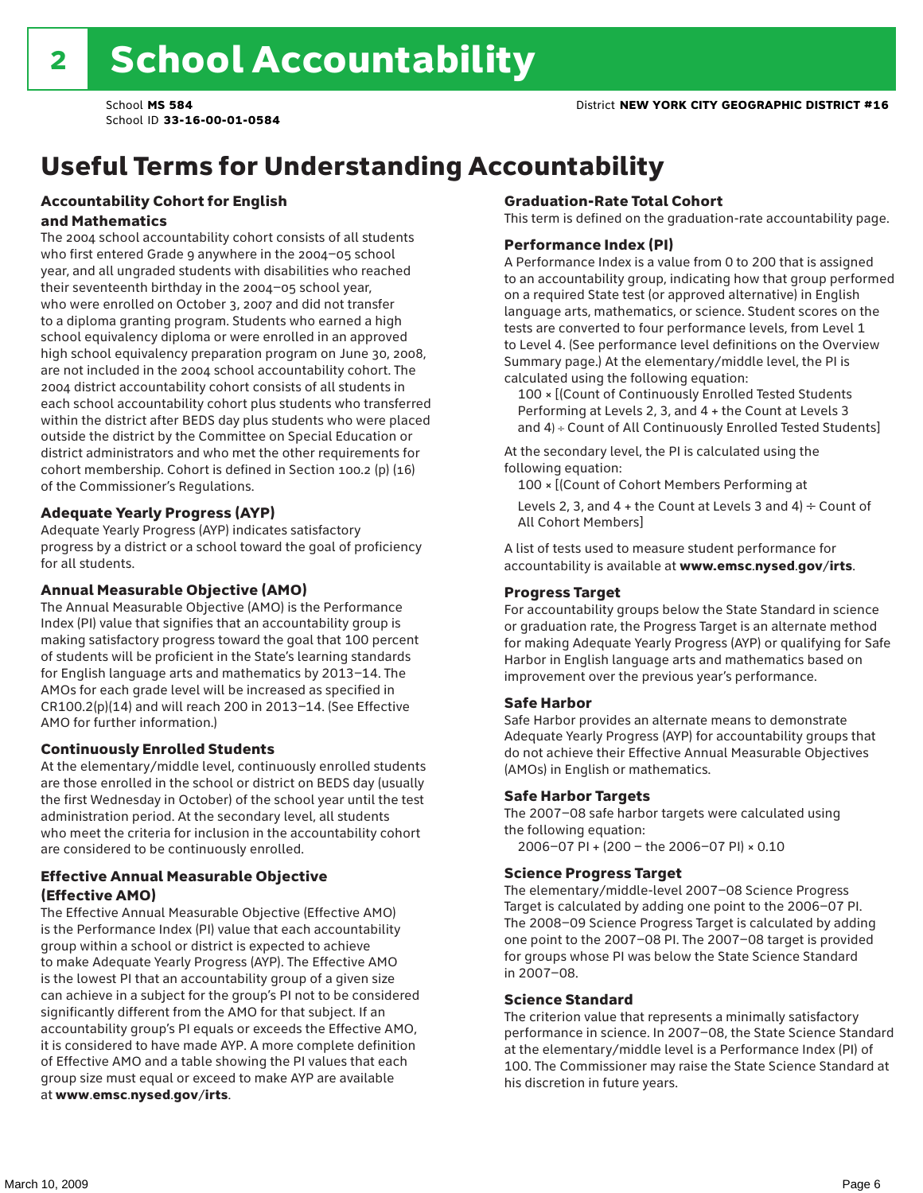# 2 School Accountability

School **MS 584**
School ID **33-16-00-01-0584**

District **NEW YORK CITY GEOGRAPHIC DISTRICT #16**

## Useful Terms for Understanding Accountability

### Accountability Cohort for English and Mathematics

The 2004 school accountability cohort consists of all students who first entered Grade 9 anywhere in the 2004–05 school year, and all ungraded students with disabilities who reached their seventeenth birthday in the 2004–05 school year, who were enrolled on October 3, 2007 and did not transfer to a diploma granting program. Students who earned a high school equivalency diploma or were enrolled in an approved high school equivalency preparation program on June 30, 2008, are not included in the 2004 school accountability cohort. The 2004 district accountability cohort consists of all students in each school accountability cohort plus students who transferred within the district after BEDS day plus students who were placed outside the district by the Committee on Special Education or district administrators and who met the other requirements for cohort membership. Cohort is defined in Section 100.2 (p) (16) of the Commissioner's Regulations.

### Adequate Yearly Progress (AYP)

Adequate Yearly Progress (AYP) indicates satisfactory progress by a district or a school toward the goal of proficiency for all students.

### Annual Measurable Objective (AMO)

The Annual Measurable Objective (AMO) is the Performance Index (PI) value that signifies that an accountability group is making satisfactory progress toward the goal that 100 percent of students will be proficient in the State's learning standards for English language arts and mathematics by 2013–14. The AMOs for each grade level will be increased as specified in CR100.2(p)(14) and will reach 200 in 2013–14. (See Effective AMO for further information.)

### Continuously Enrolled Students

At the elementary/middle level, continuously enrolled students are those enrolled in the school or district on BEDS day (usually the first Wednesday in October) of the school year until the test administration period. At the secondary level, all students who meet the criteria for inclusion in the accountability cohort are considered to be continuously enrolled.

### Effective Annual Measurable Objective (Effective AMO)

The Effective Annual Measurable Objective (Effective AMO) is the Performance Index (PI) value that each accountability group within a school or district is expected to achieve to make Adequate Yearly Progress (AYP). The Effective AMO is the lowest PI that an accountability group of a given size can achieve in a subject for the group's PI not to be considered significantly different from the AMO for that subject. If an accountability group's PI equals or exceeds the Effective AMO, it is considered to have made AYP. A more complete definition of Effective AMO and a table showing the PI values that each group size must equal or exceed to make AYP are available at **www.emsc.nysed.gov/irts**.

### Graduation-Rate Total Cohort

This term is defined on the graduation-rate accountability page.

### Performance Index (PI)

A Performance Index is a value from 0 to 200 that is assigned to an accountability group, indicating how that group performed on a required State test (or approved alternative) in English language arts, mathematics, or science. Student scores on the tests are converted to four performance levels, from Level 1 to Level 4. (See performance level definitions on the Overview Summary page.) At the elementary/middle level, the PI is calculated using the following equation:

100 × [(Count of Continuously Enrolled Tested Students Performing at Levels 2, 3, and 4 + the Count at Levels 3 and 4) ÷ Count of All Continuously Enrolled Tested Students]

At the secondary level, the PI is calculated using the following equation:

100 × [(Count of Cohort Members Performing at Levels 2, 3, and 4 + the Count at Levels 3 and 4) ÷ Count of All Cohort Members]

A list of tests used to measure student performance for accountability is available at **www.emsc.nysed.gov/irts**.

### Progress Target

For accountability groups below the State Standard in science or graduation rate, the Progress Target is an alternate method for making Adequate Yearly Progress (AYP) or qualifying for Safe Harbor in English language arts and mathematics based on improvement over the previous year's performance.

### Safe Harbor

Safe Harbor provides an alternate means to demonstrate Adequate Yearly Progress (AYP) for accountability groups that do not achieve their Effective Annual Measurable Objectives (AMOs) in English or mathematics.

### Safe Harbor Targets

The 2007–08 safe harbor targets were calculated using the following equation:

2006–07 PI + (200 – the 2006–07 PI) × 0.10

### Science Progress Target

The elementary/middle-level 2007–08 Science Progress Target is calculated by adding one point to the 2006–07 PI. The 2008–09 Science Progress Target is calculated by adding one point to the 2007–08 PI. The 2007–08 target is provided for groups whose PI was below the State Science Standard in 2007–08.

### Science Standard

The criterion value that represents a minimally satisfactory performance in science. In 2007–08, the State Science Standard at the elementary/middle level is a Performance Index (PI) of 100. The Commissioner may raise the State Science Standard at his discretion in future years.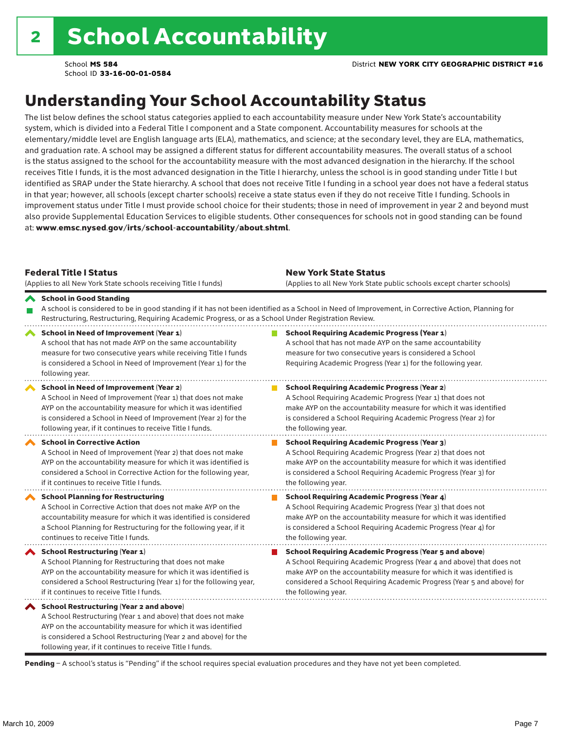# 2 School Accountability

School **MS 584**
School ID **33-16-00-01-0584**

District **NEW YORK CITY GEOGRAPHIC DISTRICT #16**

## Understanding Your School Accountability Status

The list below defines the school status categories applied to each accountability measure under New York State's accountability system, which is divided into a Federal Title I component and a State component. Accountability measures for schools at the elementary/middle level are English language arts (ELA), mathematics, and science; at the secondary level, they are ELA, mathematics, and graduation rate. A school may be assigned a different status for different accountability measures. The overall status of a school is the status assigned to the school for the accountability measure with the most advanced designation in the hierarchy. If the school receives Title I funds, it is the most advanced designation in the Title I hierarchy, unless the school is in good standing under Title I but identified as SRAP under the State hierarchy. A school that does not receive Title I funding in a school year does not have a federal status in that year; however, all schools (except charter schools) receive a state status even if they do not receive Title I funding. Schools in improvement status under Title I must provide school choice for their students; those in need of improvement in year 2 and beyond must also provide Supplemental Education Services to eligible students. Other consequences for schools not in good standing can be found at: **www.emsc.nysed.gov/irts/school-accountability/about.shtml**.

| **Federal Title I Status** (Applies to all New York State schools receiving Title I funds) | **New York State Status** (Applies to all New York State public schools except charter schools) |
|---|---|
| **School in Good Standing** A school is considered to be in good standing if it has not been identified as a School in Need of Improvement, in Corrective Action, Planning for Restructuring, Restructuring, Requiring Academic Progress, or as a School Under Registration Review. | |
| **School in Need of Improvement (Year 1)** A school that has not made AYP on the same accountability measure for two consecutive years while receiving Title I funds is considered a School in Need of Improvement (Year 1) for the following year. | **School Requiring Academic Progress (Year 1)** A school that has not made AYP on the same accountability measure for two consecutive years is considered a School Requiring Academic Progress (Year 1) for the following year. |
| **School in Need of Improvement (Year 2)** A School in Need of Improvement (Year 1) that does not make AYP on the accountability measure for which it was identified is considered a School in Need of Improvement (Year 2) for the following year, if it continues to receive Title I funds. | **School Requiring Academic Progress (Year 2)** A School Requiring Academic Progress (Year 1) that does not make AYP on the accountability measure for which it was identified is considered a School Requiring Academic Progress (Year 2) for the following year. |
| **School in Corrective Action** A School in Need of Improvement (Year 2) that does not make AYP on the accountability measure for which it was identified is considered a School in Corrective Action for the following year, if it continues to receive Title I funds. | **School Requiring Academic Progress (Year 3)** A School Requiring Academic Progress (Year 2) that does not make AYP on the accountability measure for which it was identified is considered a School Requiring Academic Progress (Year 3) for the following year. |
| **School Planning for Restructuring** A School in Corrective Action that does not make AYP on the accountability measure for which it was identified is considered a School Planning for Restructuring for the following year, if it continues to receive Title I funds. | **School Requiring Academic Progress (Year 4)** A School Requiring Academic Progress (Year 3) that does not make AYP on the accountability measure for which it was identified is considered a School Requiring Academic Progress (Year 4) for the following year. |
| **School Restructuring (Year 1)** A School Planning for Restructuring that does not make AYP on the accountability measure for which it was identified is considered a School Restructuring (Year 1) for the following year, if it continues to receive Title I funds. | **School Requiring Academic Progress (Year 5 and above)** A School Requiring Academic Progress (Year 4 and above) that does not make AYP on the accountability measure for which it was identified is considered a School Requiring Academic Progress (Year 5 and above) for the following year. |
| **School Restructuring (Year 2 and above)** A School Restructuring (Year 1 and above) that does not make AYP on the accountability measure for which it was identified is considered a School Restructuring (Year 2 and above) for the following year, if it continues to receive Title I funds. | |

**Pending** – A school's status is "Pending" if the school requires special evaluation procedures and they have not yet been completed.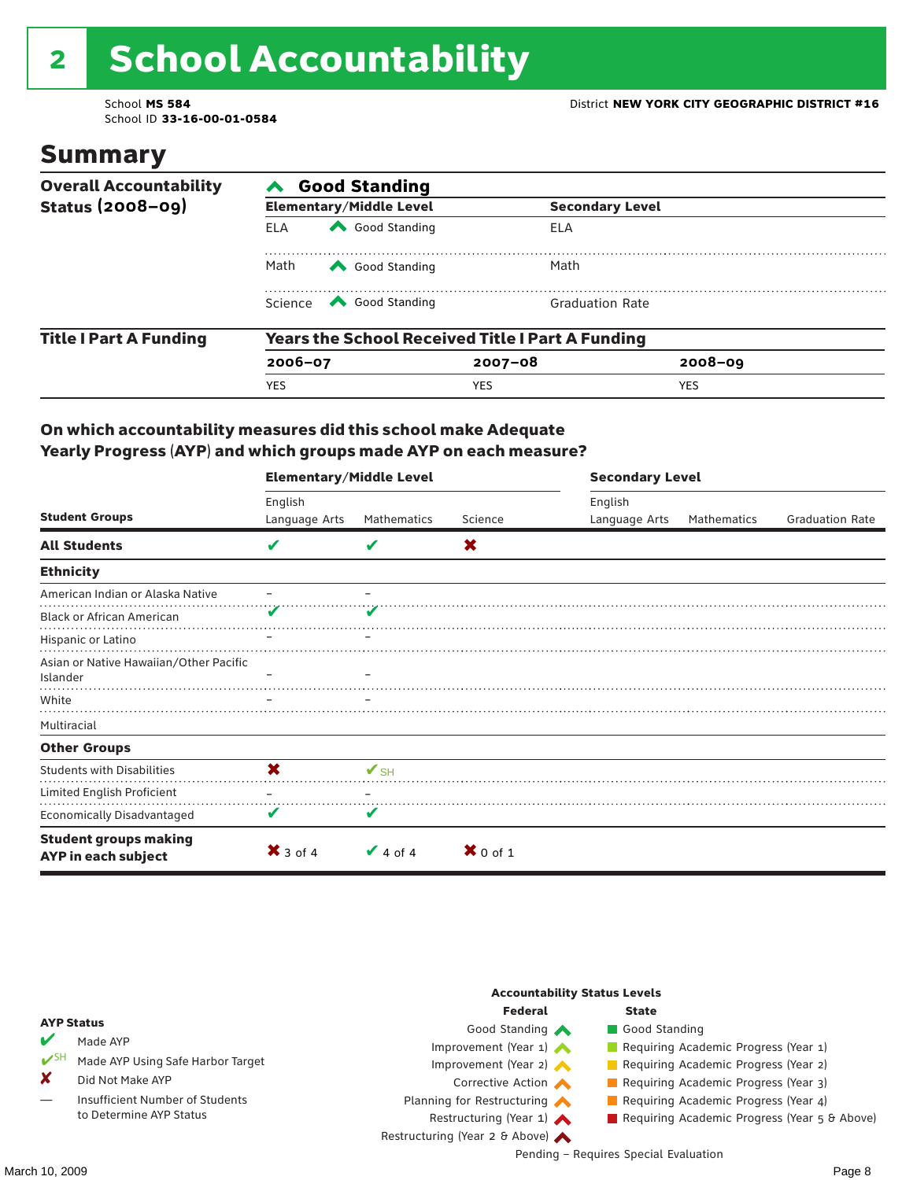# 2 School Accountability

School **MS 584**
School ID **33-16-00-01-0584**

District **NEW YORK CITY GEOGRAPHIC DISTRICT #16**

## Summary

| **Overall Accountability Status (2008–09)** | **Good Standing** | | | |
|---|---|---|---|---|
| | **Elementary/Middle Level** | | **Secondary Level** | |
| | ELA | Good Standing | ELA | |
| | Math | Good Standing | Math | |
| | Science | Good Standing | Graduation Rate | |

| **Title I Part A Funding** | **Years the School Received Title I Part A Funding** | | |
|---|---|---|---|
| | **2006–07** | **2007–08** | **2008–09** |
| | YES | YES | YES |

### On which accountability measures did this school make Adequate Yearly Progress (AYP) and which groups made AYP on each measure?

| Student Groups | Elementary/Middle Level: English Language Arts | Elementary/Middle Level: Mathematics | Elementary/Middle Level: Science | Secondary Level: English Language Arts | Secondary Level: Mathematics | Secondary Level: Graduation Rate |
|---|---|---|---|---|---|---|
| **All Students** | ✔ | ✔ | ✘ | | | |
| **Ethnicity** | | | | | | |
| American Indian or Alaska Native | – | – | | | | |
| Black or African American | ✔ | ✔ | | | | |
| Hispanic or Latino | – | – | | | | |
| Asian or Native Hawaiian/Other Pacific Islander | – | – | | | | |
| White | – | – | | | | |
| Multiracial | | | | | | |
| **Other Groups** | | | | | | |
| Students with Disabilities | ✘ | ✔SH | | | | |
| Limited English Proficient | – | – | | | | |
| Economically Disadvantaged | ✔ | ✔ | | | | |
| **Student groups making AYP in each subject** | ✘ 3 of 4 | ✔ 4 of 4 | ✘ 0 of 1 | | | |

**AYP Status**

- ✔ Made AYP
- ✔SH Made AYP Using Safe Harbor Target
- ✘ Did Not Make AYP
- — Insufficient Number of Students to Determine AYP Status

**Accountability Status Levels**

| Federal | State |
|---|---|
| Good Standing | Good Standing |
| Improvement (Year 1) | Requiring Academic Progress (Year 1) |
| Improvement (Year 2) | Requiring Academic Progress (Year 2) |
| Corrective Action | Requiring Academic Progress (Year 3) |
| Planning for Restructuring | Requiring Academic Progress (Year 4) |
| Restructuring (Year 1) | Requiring Academic Progress (Year 5 & Above) |
| Restructuring (Year 2 & Above) | |

Pending – Requires Special Evaluation

March 10, 2009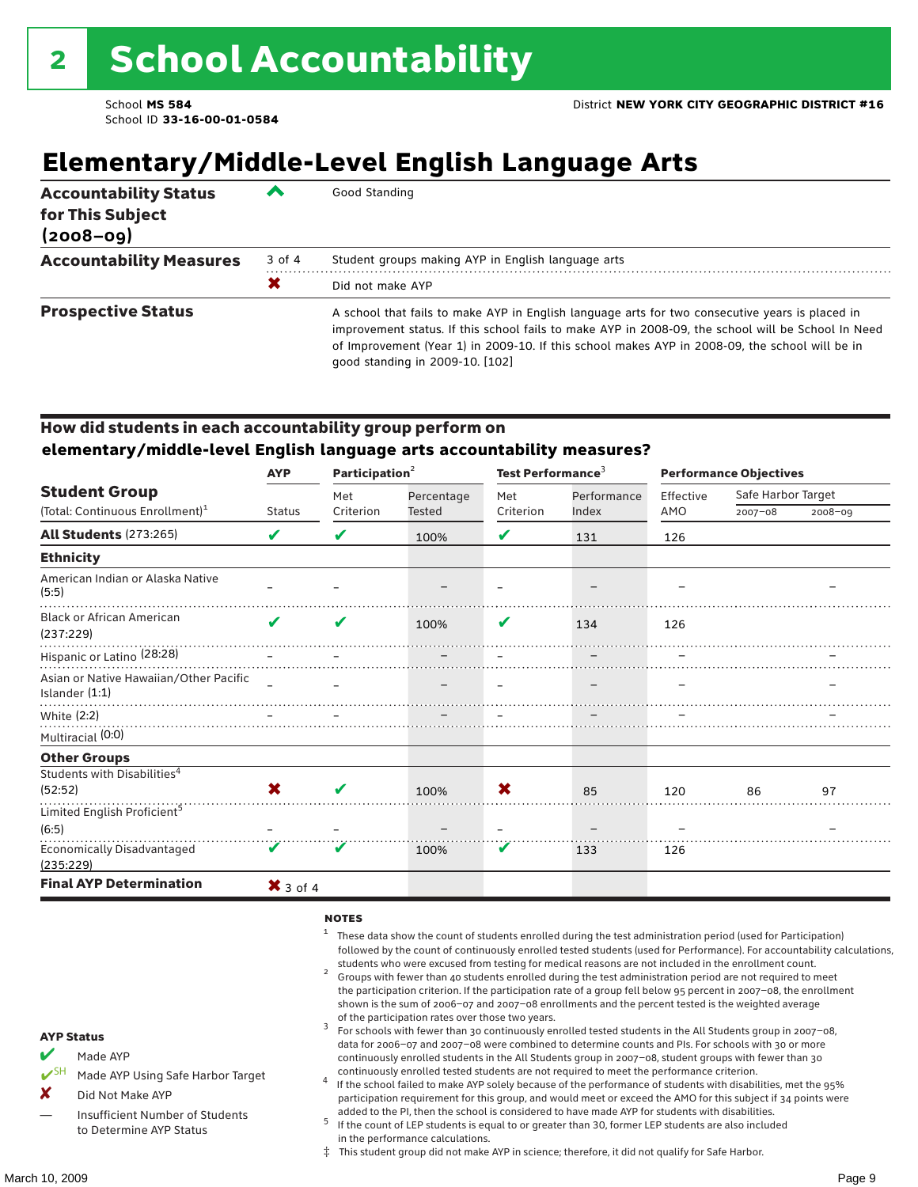# 2 School Accountability

School **MS 584**
School ID **33-16-00-01-0584**

District **NEW YORK CITY GEOGRAPHIC DISTRICT #16**

## Elementary/Middle-Level English Language Arts

| | | |
|---|---|---|
| **Accountability Status for This Subject (2008–09)** | ^ | Good Standing |
| **Accountability Measures** | 3 of 4 | Student groups making AYP in English language arts |
| | ✖ | Did not make AYP |
| **Prospective Status** | | A school that fails to make AYP in English language arts for two consecutive years is placed in improvement status. If this school fails to make AYP in 2008-09, the school will be School In Need of Improvement (Year 1) in 2009-10. If this school makes AYP in 2008-09, the school will be in good standing in 2009-10. [102] |

### How did students in each accountability group perform on elementary/middle-level English language arts accountability measures?

| Student Group | AYP | Participation[2] | | Test Performance[3] | | Performance Objectives | | |
|---|---|---|---|---|---|---|---|---|
| (Total: Continuous Enrollment)[1] | Status | Met Criterion | Percentage Tested | Met Criterion | Performance Index | Effective AMO | Safe Harbor Target 2007–08 | Safe Harbor Target 2008–09 |
| **All Students** (273:265) | ✔ | ✔ | 100% | ✔ | 131 | 126 | | |
| **Ethnicity** | | | | | | | | |
| American Indian or Alaska Native (5:5) | – | – | – | – | – | – | | – |
| Black or African American (237:229) | ✔ | ✔ | 100% | ✔ | 134 | 126 | | |
| Hispanic or Latino (28:28) | – | – | – | – | – | – | | – |
| Asian or Native Hawaiian/Other Pacific Islander (1:1) | – | – | – | – | – | – | | – |
| White (2:2) | – | – | – | – | – | – | | – |
| Multiracial (0:0) | | | | | | | | |
| **Other Groups** | | | | | | | | |
| Students with Disabilities[4] (52:52) | ✖ | ✔ | 100% | ✖ | 85 | 120 | 86 | 97 |
| Limited English Proficient[5] (6:5) | – | – | – | – | – | – | | – |
| Economically Disadvantaged (235:229) | ✔ | ✔ | 100% | ✔ | 133 | 126 | | |
| **Final AYP Determination** | ✖ 3 of 4 | | | | | | | |

**AYP Status**

- ✔ Made AYP
- ✔SH Made AYP Using Safe Harbor Target
- ✘ Did Not Make AYP
- — Insufficient Number of Students to Determine AYP Status

**NOTES**

[1] These data show the count of students enrolled during the test administration period (used for Participation) followed by the count of continuously enrolled tested students (used for Performance). For accountability calculations, students who were excused from testing for medical reasons are not included in the enrollment count.

[2] Groups with fewer than 40 students enrolled during the test administration period are not required to meet the participation criterion. If the participation rate of a group fell below 95 percent in 2007–08, the enrollment shown is the sum of 2006–07 and 2007–08 enrollments and the percent tested is the weighted average of the participation rates over those two years.

[3] For schools with fewer than 30 continuously enrolled tested students in the All Students group in 2007–08, data for 2006–07 and 2007–08 were combined to determine counts and PIs. For schools with 30 or more continuously enrolled students in the All Students group in 2007–08, student groups with fewer than 30 continuously enrolled tested students are not required to meet the performance criterion.

[4] If the school failed to make AYP solely because of the performance of students with disabilities, met the 95% participation requirement for this group, and would meet or exceed the AMO for this subject if 34 points were added to the PI, then the school is considered to have made AYP for students with disabilities.

[5] If the count of LEP students is equal to or greater than 30, former LEP students are also included in the performance calculations.

‡ This student group did not make AYP in science; therefore, it did not qualify for Safe Harbor.

March 10, 2009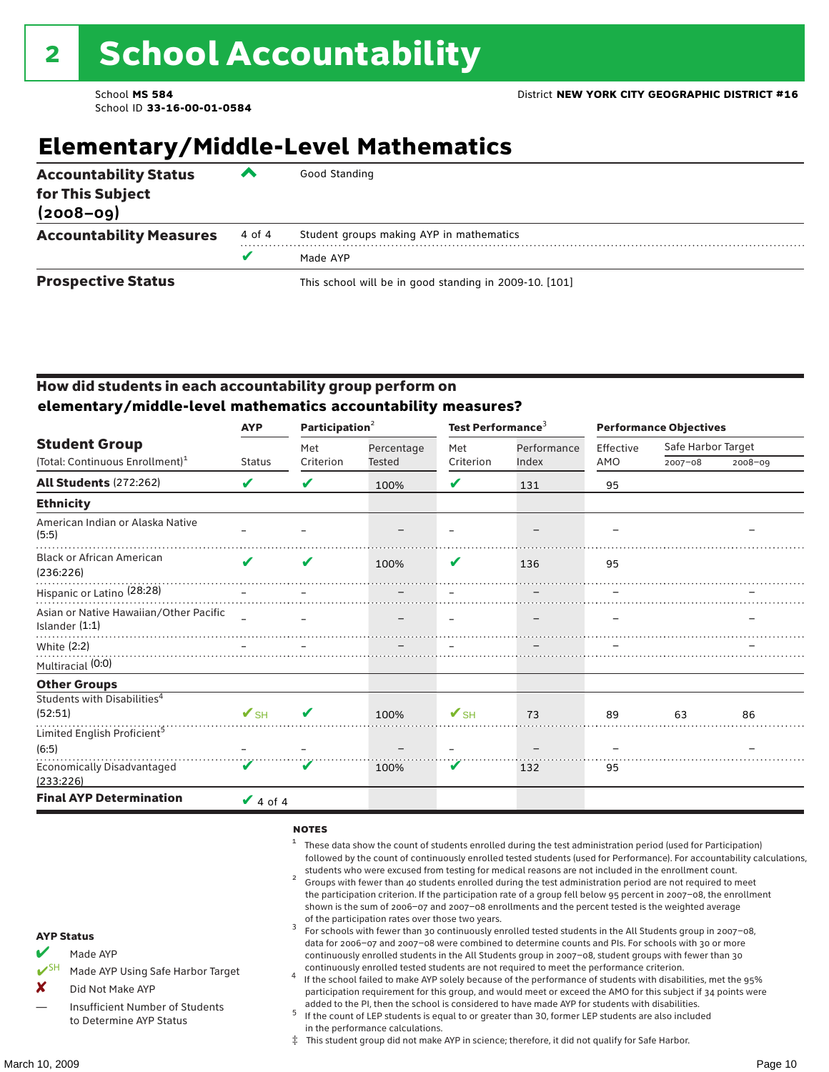# 2 School Accountability

School **MS 584**
School ID **33-16-00-01-0584**

District **NEW YORK CITY GEOGRAPHIC DISTRICT #16**

## Elementary/Middle-Level Mathematics

| | | |
|---|---|---|
| **Accountability Status for This Subject (2008–09)** | ^ | Good Standing |
| **Accountability Measures** | 4 of 4 | Student groups making AYP in mathematics |
| | ✔ | Made AYP |
| **Prospective Status** | | This school will be in good standing in 2009-10. [101] |

### How did students in each accountability group perform on elementary/middle-level mathematics accountability measures?

| Student Group (Total: Continuous Enrollment)[1] | AYP Status | Participation[2] Met Criterion | Participation[2] Percentage Tested | Test Performance[3] Met Criterion | Test Performance[3] Performance Index | Performance Objectives Effective AMO | Safe Harbor Target 2007–08 | Safe Harbor Target 2008–09 |
|---|---|---|---|---|---|---|---|---|
| **All Students** (272:262) | ✔ | ✔ | 100% | ✔ | 131 | 95 | | |
| **Ethnicity** | | | | | | | | |
| American Indian or Alaska Native (5:5) | – | – | – | – | – | – | | – |
| Black or African American (236:226) | ✔ | ✔ | 100% | ✔ | 136 | 95 | | |
| Hispanic or Latino (28:28) | – | – | – | – | – | – | | – |
| Asian or Native Hawaiian/Other Pacific Islander (1:1) | – | – | – | – | – | – | | – |
| White (2:2) | – | – | – | – | – | – | | – |
| Multiracial (0:0) | | | | | | | | |
| **Other Groups** | | | | | | | | |
| Students with Disabilities[4] (52:51) | ✔SH | ✔ | 100% | ✔SH | 73 | 89 | 63 | 86 |
| Limited English Proficient[5] (6:5) | – | – | – | – | – | – | | – |
| Economically Disadvantaged (233:226) | ✔ | ✔ | 100% | ✔ | 132 | 95 | | |
| **Final AYP Determination** | ✔ 4 of 4 | | | | | | | |

**AYP Status**

- ✔ Made AYP
- ✔SH Made AYP Using Safe Harbor Target
- ✘ Did Not Make AYP
- — Insufficient Number of Students to Determine AYP Status

**NOTES**

1. These data show the count of students enrolled during the test administration period (used for Participation) followed by the count of continuously enrolled tested students (used for Performance). For accountability calculations, students who were excused from testing for medical reasons are not included in the enrollment count.
2. Groups with fewer than 40 students enrolled during the test administration period are not required to meet the participation criterion. If the participation rate of a group fell below 95 percent in 2007–08, the enrollment shown is the sum of 2006–07 and 2007–08 enrollments and the percent tested is the weighted average of the participation rates over those two years.
3. For schools with fewer than 30 continuously enrolled tested students in the All Students group in 2007–08, data for 2006–07 and 2007–08 were combined to determine counts and PIs. For schools with 30 or more continuously enrolled students in the All Students group in 2007–08, student groups with fewer than 30 continuously enrolled tested students are not required to meet the performance criterion.
4. If the school failed to make AYP solely because of the performance of students with disabilities, met the 95% participation requirement for this group, and would meet or exceed the AMO for this subject if 34 points were added to the PI, then the school is considered to have made AYP for students with disabilities.
5. If the count of LEP students is equal to or greater than 30, former LEP students are also included in the performance calculations.

‡ This student group did not make AYP in science; therefore, it did not qualify for Safe Harbor.

March 10, 2009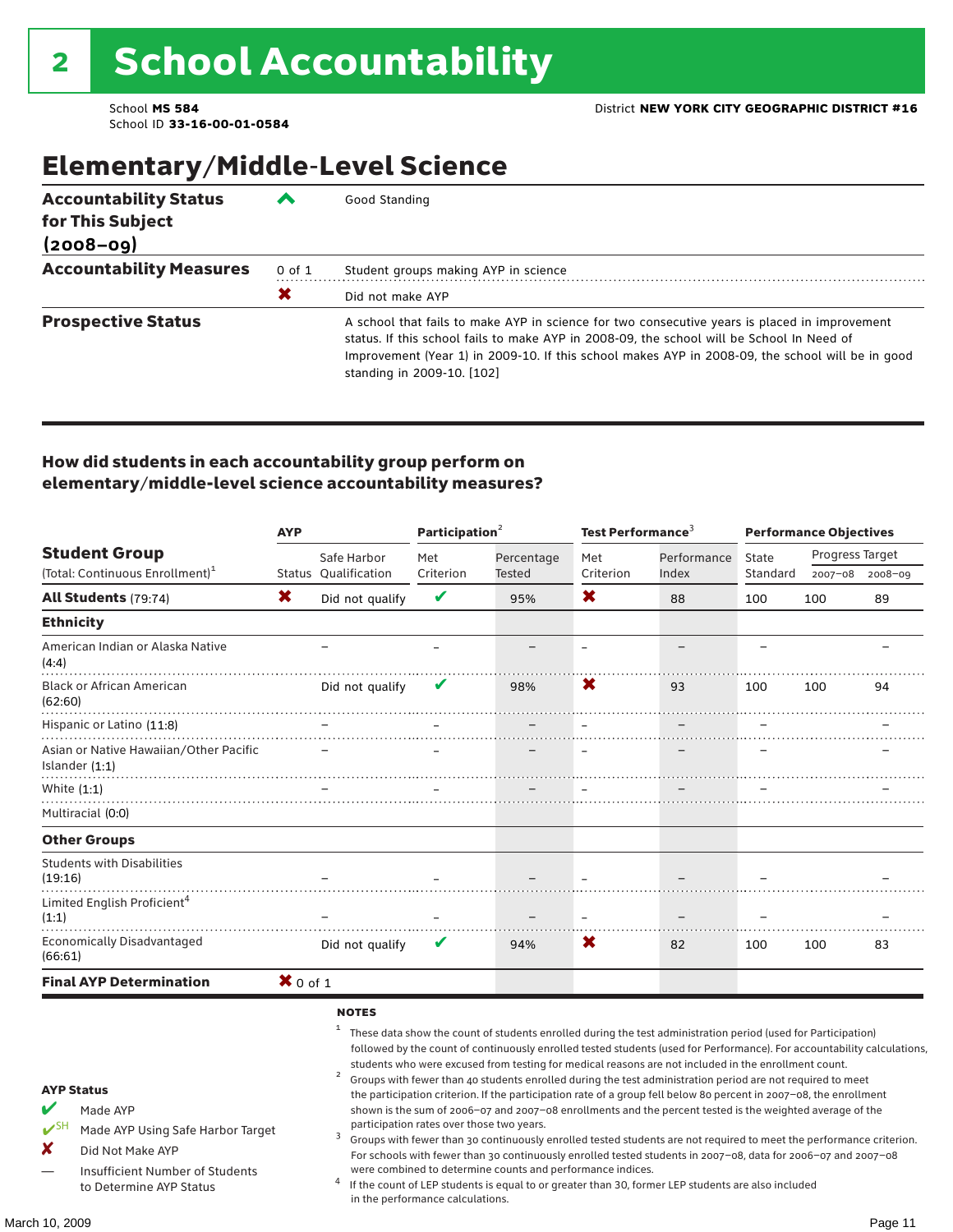# 2 School Accountability

School **MS 584**
School ID **33-16-00-01-0584**

District **NEW YORK CITY GEOGRAPHIC DISTRICT #16**

## Elementary/Middle-Level Science

| | | |
|---|---|---|
| **Accountability Status for This Subject (2008–09)** | ▲ | Good Standing |
| **Accountability Measures** | 0 of 1 | Student groups making AYP in science |
| | ✘ | Did not make AYP |
| **Prospective Status** | | A school that fails to make AYP in science for two consecutive years is placed in improvement status. If this school fails to make AYP in 2008-09, the school will be School In Need of Improvement (Year 1) in 2009-10. If this school makes AYP in 2008-09, the school will be in good standing in 2009-10. [102] |

### How did students in each accountability group perform on elementary/middle-level science accountability measures?

| Student Group (Total: Continuous Enrollment)[1] | AYP | | Participation[2] | | Test Performance[3] | | Performance Objectives | | |
|---|---|---|---|---|---|---|---|---|---|
| | Status | Safe Harbor Qualification | Met Criterion | Percentage Tested | Met Criterion | Performance Index | State Standard | Progress Target 2007–08 | Progress Target 2008–09 |
| **All Students** (79:74) | ✘ | Did not qualify | ✔ | 95% | ✘ | 88 | 100 | 100 | 89 |
| **Ethnicity** | | | | | | | | | |
| American Indian or Alaska Native (4:4) | | – | – | – | – | – | – | | – |
| Black or African American (62:60) | | Did not qualify | ✔ | 98% | ✘ | 93 | 100 | 100 | 94 |
| Hispanic or Latino (11:8) | | – | – | – | – | – | – | | – |
| Asian or Native Hawaiian/Other Pacific Islander (1:1) | | – | – | – | – | – | – | | – |
| White (1:1) | | – | – | – | – | – | – | | – |
| Multiracial (0:0) | | | | | | | | | |
| **Other Groups** | | | | | | | | | |
| Students with Disabilities (19:16) | | – | – | – | – | – | – | | – |
| Limited English Proficient[4] (1:1) | | – | – | – | – | – | – | | – |
| Economically Disadvantaged (66:61) | | Did not qualify | ✔ | 94% | ✘ | 82 | 100 | 100 | 83 |
| **Final AYP Determination** | ✘ 0 of 1 | | | | | | | | |

**AYP Status**

- ✔ Made AYP
- ✔SH Made AYP Using Safe Harbor Target
- ✘ Did Not Make AYP
- — Insufficient Number of Students to Determine AYP Status

**NOTES**

1. These data show the count of students enrolled during the test administration period (used for Participation) followed by the count of continuously enrolled tested students (used for Performance). For accountability calculations, students who were excused from testing for medical reasons are not included in the enrollment count.
2. Groups with fewer than 40 students enrolled during the test administration period are not required to meet the participation criterion. If the participation rate of a group fell below 80 percent in 2007–08, the enrollment shown is the sum of 2006–07 and 2007–08 enrollments and the percent tested is the weighted average of the participation rates over those two years.
3. Groups with fewer than 30 continuously enrolled tested students are not required to meet the performance criterion. For schools with fewer than 30 continuously enrolled tested students in 2007–08, data for 2006–07 and 2007–08 were combined to determine counts and performance indices.
4. If the count of LEP students is equal to or greater than 30, former LEP students are also included in the performance calculations.

March 10, 2009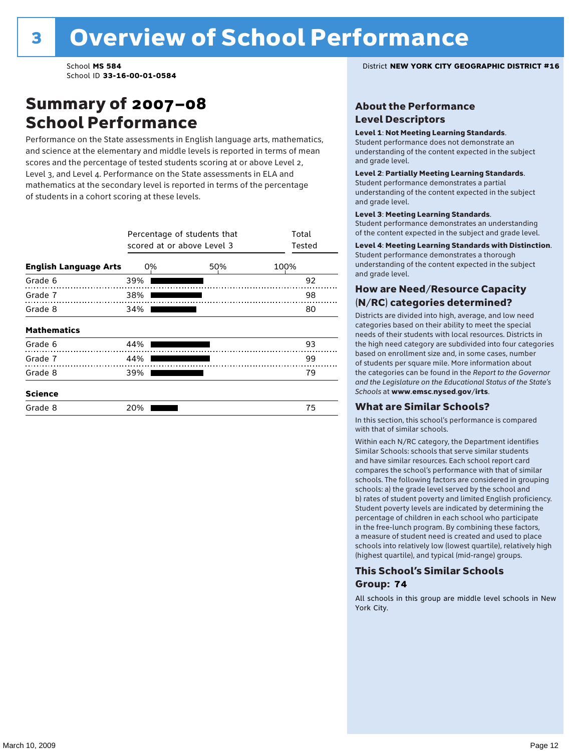# 3 Overview of School Performance

School **MS 584**
School ID **33-16-00-01-0584**

District **NEW YORK CITY GEOGRAPHIC DISTRICT #16**

## Summary of 2007–08 School Performance

Performance on the State assessments in English language arts, mathematics, and science at the elementary and middle levels is reported in terms of mean scores and the percentage of tested students scoring at or above Level 2, Level 3, and Level 4. Performance on the State assessments in ELA and mathematics at the secondary level is reported in terms of the percentage of students in a cohort scoring at these levels.

| | Percentage of students that scored at or above Level 3 | Total Tested |
|---|---|---|
| **English Language Arts** | | |
| Grade 6 | 39% | 92 |
| Grade 7 | 38% | 98 |
| Grade 8 | 34% | 80 |
| **Mathematics** | | |
| Grade 6 | 44% | 93 |
| Grade 7 | 44% | 99 |
| Grade 8 | 39% | 79 |
| **Science** | | |
| Grade 8 | 20% | 75 |

### About the Performance Level Descriptors

**Level 1**: **Not Meeting Learning Standards**. Student performance does not demonstrate an understanding of the content expected in the subject and grade level.

**Level 2**: **Partially Meeting Learning Standards**. Student performance demonstrates a partial understanding of the content expected in the subject and grade level.

**Level 3**: **Meeting Learning Standards**. Student performance demonstrates an understanding of the content expected in the subject and grade level.

**Level 4**: **Meeting Learning Standards with Distinction**. Student performance demonstrates a thorough understanding of the content expected in the subject and grade level.

### How are Need/Resource Capacity (N/RC) categories determined?

Districts are divided into high, average, and low need categories based on their ability to meet the special needs of their students with local resources. Districts in the high need category are subdivided into four categories based on enrollment size and, in some cases, number of students per square mile. More information about the categories can be found in the *Report to the Governor and the Legislature on the Educational Status of the State's Schools* at **www.emsc.nysed.gov/irts**.

### What are Similar Schools?

In this section, this school's performance is compared with that of similar schools.

Within each N/RC category, the Department identifies Similar Schools: schools that serve similar students and have similar resources. Each school report card compares the school's performance with that of similar schools. The following factors are considered in grouping schools: a) the grade level served by the school and b) rates of student poverty and limited English proficiency. Student poverty levels are indicated by determining the percentage of children in each school who participate in the free-lunch program. By combining these factors, a measure of student need is created and used to place schools into relatively low (lowest quartile), relatively high (highest quartile), and typical (mid-range) groups.

### This School's Similar Schools Group: 74

All schools in this group are middle level schools in New York City.

March 10, 2009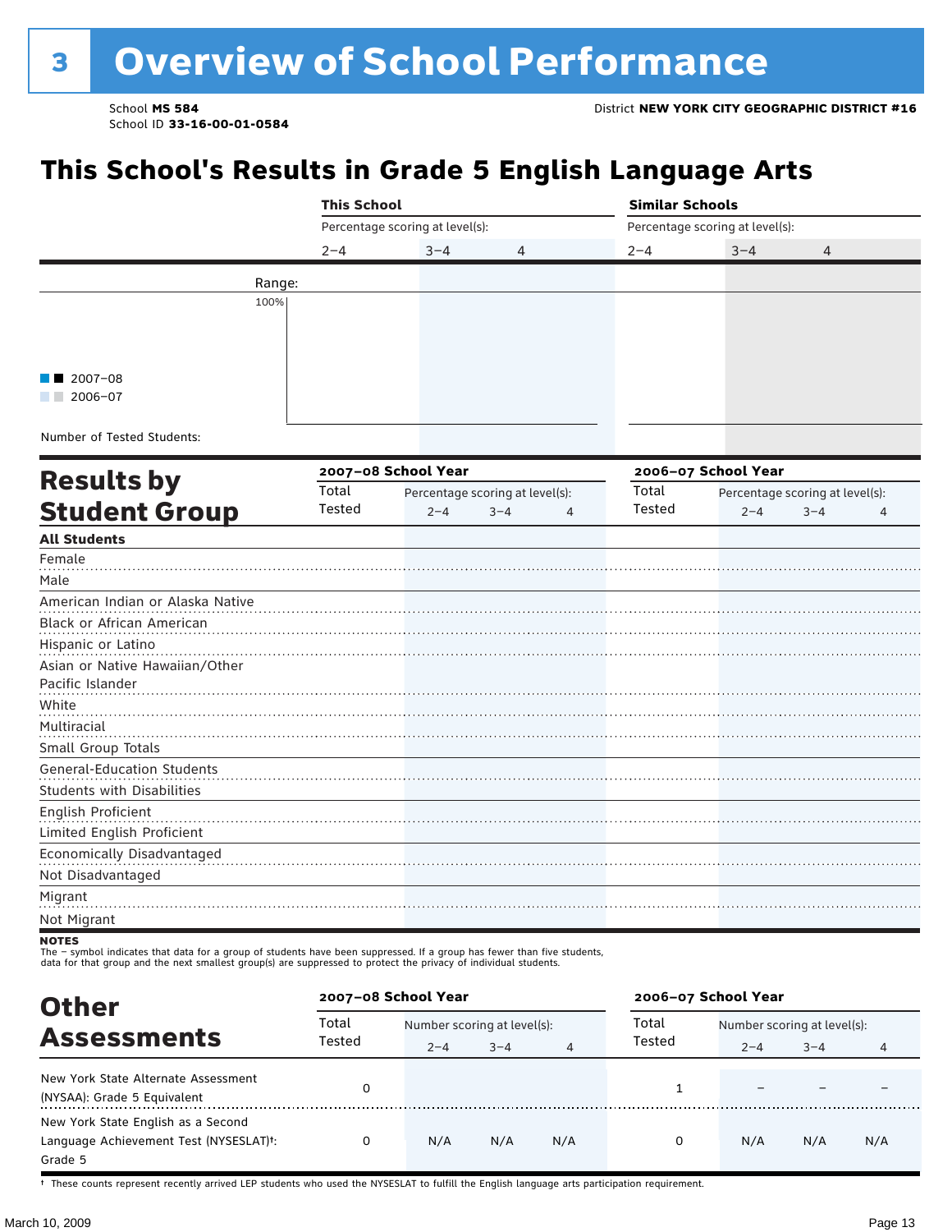# 3 Overview of School Performance

School **MS 584**
School ID **33-16-00-01-0584**

District **NEW YORK CITY GEOGRAPHIC DISTRICT #16**

## This School's Results in Grade 5 English Language Arts

| | This School | | | Similar Schools | | |
|---|---|---|---|---|---|---|
| | Percentage scoring at level(s): | | | Percentage scoring at level(s): | | |
| | 2–4 | 3–4 | 4 | 2–4 | 3–4 | 4 |
| Range: | | | | | | |
| 100% | | | | | | |
| Number of Tested Students: | | | | | | |

■■ 2007–08
■■ 2006–07

## Results by Student Group

| | 2007–08 School Year | | | | 2006–07 School Year | | | |
|---|---|---|---|---|---|---|---|---|
| | Total Tested | Percentage scoring at level(s): | | | Total Tested | Percentage scoring at level(s): | | |
| | | 2–4 | 3–4 | 4 | | 2–4 | 3–4 | 4 |
| **All Students** | | | | | | | | |
| Female | | | | | | | | |
| Male | | | | | | | | |
| American Indian or Alaska Native | | | | | | | | |
| Black or African American | | | | | | | | |
| Hispanic or Latino | | | | | | | | |
| Asian or Native Hawaiian/Other Pacific Islander | | | | | | | | |
| White | | | | | | | | |
| Multiracial | | | | | | | | |
| Small Group Totals | | | | | | | | |
| General-Education Students | | | | | | | | |
| Students with Disabilities | | | | | | | | |
| English Proficient | | | | | | | | |
| Limited English Proficient | | | | | | | | |
| Economically Disadvantaged | | | | | | | | |
| Not Disadvantaged | | | | | | | | |
| Migrant | | | | | | | | |
| Not Migrant | | | | | | | | |

**NOTES**
The – symbol indicates that data for a group of students have been suppressed. If a group has fewer than five students, data for that group and the next smallest group(s) are suppressed to protect the privacy of individual students.

## Other Assessments

| | 2007–08 School Year | | | | 2006–07 School Year | | | |
|---|---|---|---|---|---|---|---|---|
| | Total Tested | Number scoring at level(s): | | | Total Tested | Number scoring at level(s): | | |
| | | 2–4 | 3–4 | 4 | | 2–4 | 3–4 | 4 |
| New York State Alternate Assessment (NYSAA): Grade 5 Equivalent | 0 | | | | 1 | – | – | – |
| New York State English as a Second Language Achievement Test (NYSESLAT)†: Grade 5 | 0 | N/A | N/A | N/A | 0 | N/A | N/A | N/A |

† These counts represent recently arrived LEP students who used the NYSESLAT to fulfill the English language arts participation requirement.

March 10, 2009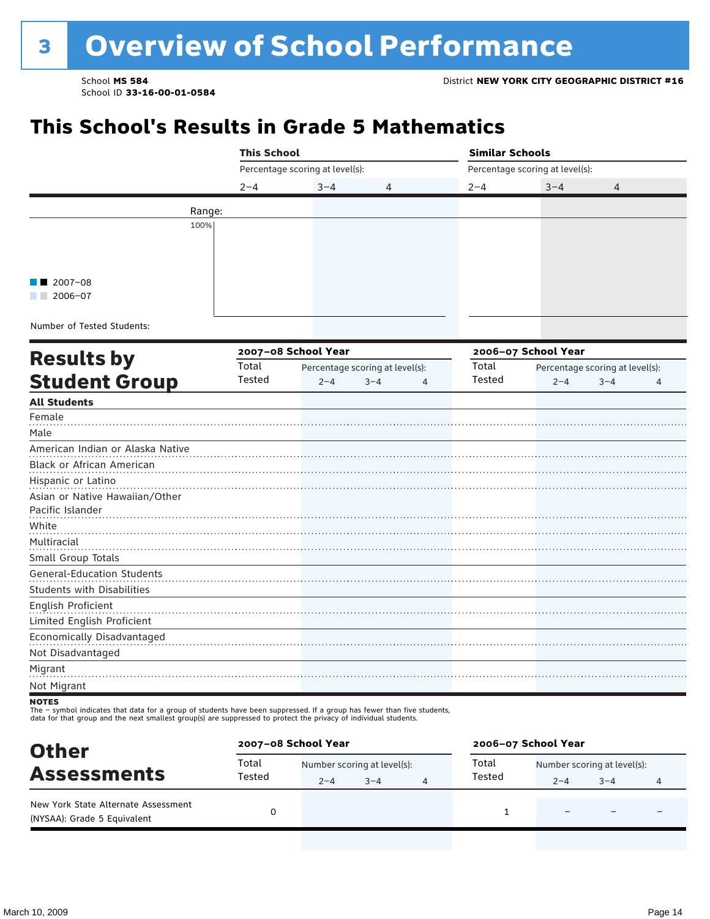# 3 Overview of School Performance

School **MS 584**
School ID **33-16-00-01-0584**

District **NEW YORK CITY GEOGRAPHIC DISTRICT #16**

## This School's Results in Grade 5 Mathematics

| | This School | | | Similar Schools | | |
|---|---|---|---|---|---|---|
| | Percentage scoring at level(s): | | | Percentage scoring at level(s): | | |
| | 2–4 | 3–4 | 4 | 2–4 | 3–4 | 4 |
| Range: | | | | | | |
| 100% | | | | | | |
| ■■ 2007–08 / ■■ 2006–07 | | | | | | |
| Number of Tested Students: | | | | | | |

## Results by Student Group

| | 2007–08 School Year | | | | 2006–07 School Year | | | |
|---|---|---|---|---|---|---|---|---|
| | Total Tested | Percentage scoring at level(s): | | | Total Tested | Percentage scoring at level(s): | | |
| | | 2–4 | 3–4 | 4 | | 2–4 | 3–4 | 4 |
| **All Students** | | | | | | | | |
| Female | | | | | | | | |
| Male | | | | | | | | |
| American Indian or Alaska Native | | | | | | | | |
| Black or African American | | | | | | | | |
| Hispanic or Latino | | | | | | | | |
| Asian or Native Hawaiian/Other Pacific Islander | | | | | | | | |
| White | | | | | | | | |
| Multiracial | | | | | | | | |
| Small Group Totals | | | | | | | | |
| General-Education Students | | | | | | | | |
| Students with Disabilities | | | | | | | | |
| English Proficient | | | | | | | | |
| Limited English Proficient | | | | | | | | |
| Economically Disadvantaged | | | | | | | | |
| Not Disadvantaged | | | | | | | | |
| Migrant | | | | | | | | |
| Not Migrant | | | | | | | | |

**NOTES**
The – symbol indicates that data for a group of students have been suppressed. If a group has fewer than five students, data for that group and the next smallest group(s) are suppressed to protect the privacy of individual students.

## Other Assessments

| | 2007–08 School Year | | | | 2006–07 School Year | | | |
|---|---|---|---|---|---|---|---|---|
| | Total Tested | Number scoring at level(s): | | | Total Tested | Number scoring at level(s): | | |
| | | 2–4 | 3–4 | 4 | | 2–4 | 3–4 | 4 |
| New York State Alternate Assessment (NYSAA): Grade 5 Equivalent | 0 | | | | 1 | – | – | – |

March 10, 2009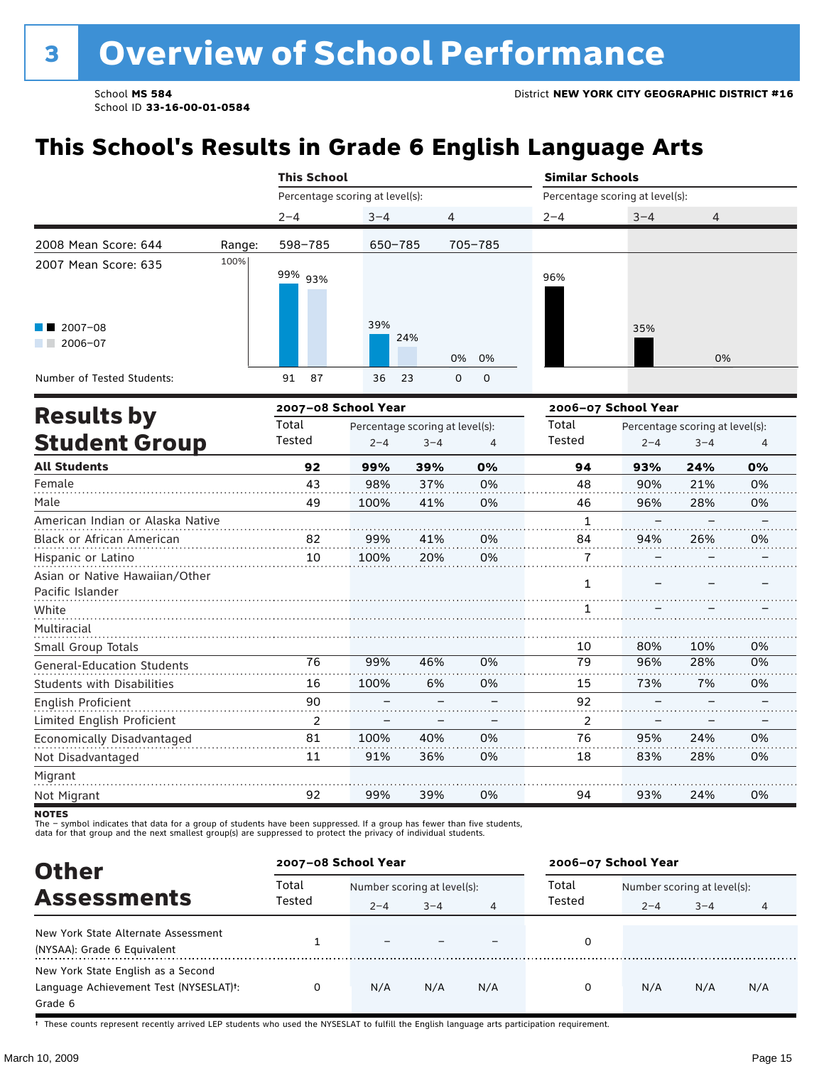# 3 Overview of School Performance

School **MS 584**
School ID **33-16-00-01-0584**

District **NEW YORK CITY GEOGRAPHIC DISTRICT #16**

## This School's Results in Grade 6 English Language Arts

| | | This School | | | Similar Schools | | |
|---|---|---|---|---|---|---|---|
| | | Percentage scoring at level(s): | | | Percentage scoring at level(s): | | |
| | | 2–4 | 3–4 | 4 | 2–4 | 3–4 | 4 |
| 2008 Mean Score: 644 | Range: | 598–785 | 650–785 | 705–785 | | | |
| 2007 Mean Score: 635 | 2007–08 | 99% | 39% | 0% | 96% | 35% | 0% |
| | 2006–07 | 93% | 24% | 0% | | | |
| Number of Tested Students: | 2007–08 | 91 | 36 | 0 | | | |
| | 2006–07 | 87 | 23 | 0 | | | |

## Results by Student Group

| | 2007–08 School Year | | | | 2006–07 School Year | | | |
|---|---|---|---|---|---|---|---|---|
| | Total Tested | Percentage scoring at level(s): 2–4 | 3–4 | 4 | Total Tested | Percentage scoring at level(s): 2–4 | 3–4 | 4 |
| **All Students** | **92** | **99%** | **39%** | **0%** | **94** | **93%** | **24%** | **0%** |
| Female | 43 | 98% | 37% | 0% | 48 | 90% | 21% | 0% |
| Male | 49 | 100% | 41% | 0% | 46 | 96% | 28% | 0% |
| American Indian or Alaska Native | | | | | 1 | – | – | – |
| Black or African American | 82 | 99% | 41% | 0% | 84 | 94% | 26% | 0% |
| Hispanic or Latino | 10 | 100% | 20% | 0% | 7 | – | – | – |
| Asian or Native Hawaiian/Other Pacific Islander | | | | | 1 | – | – | – |
| White | | | | | 1 | – | – | – |
| Multiracial | | | | | | | | |
| Small Group Totals | | | | | 10 | 80% | 10% | 0% |
| General-Education Students | 76 | 99% | 46% | 0% | 79 | 96% | 28% | 0% |
| Students with Disabilities | 16 | 100% | 6% | 0% | 15 | 73% | 7% | 0% |
| English Proficient | 90 | – | – | – | 92 | – | – | – |
| Limited English Proficient | 2 | – | – | – | 2 | – | – | – |
| Economically Disadvantaged | 81 | 100% | 40% | 0% | 76 | 95% | 24% | 0% |
| Not Disadvantaged | 11 | 91% | 36% | 0% | 18 | 83% | 28% | 0% |
| Migrant | | | | | | | | |
| Not Migrant | 92 | 99% | 39% | 0% | 94 | 93% | 24% | 0% |

**NOTES**
The – symbol indicates that data for a group of students have been suppressed. If a group has fewer than five students, data for that group and the next smallest group(s) are suppressed to protect the privacy of individual students.

## Other Assessments

| | 2007–08 School Year | | | | 2006–07 School Year | | | |
|---|---|---|---|---|---|---|---|---|
| | Total Tested | Number scoring at level(s): 2–4 | 3–4 | 4 | Total Tested | Number scoring at level(s): 2–4 | 3–4 | 4 |
| New York State Alternate Assessment (NYSAA): Grade 6 Equivalent | 1 | – | – | – | 0 | | | |
| New York State English as a Second Language Achievement Test (NYSESLAT)†: Grade 6 | 0 | N/A | N/A | N/A | 0 | N/A | N/A | N/A |

† These counts represent recently arrived LEP students who used the NYSESLAT to fulfill the English language arts participation requirement.

March 10, 2009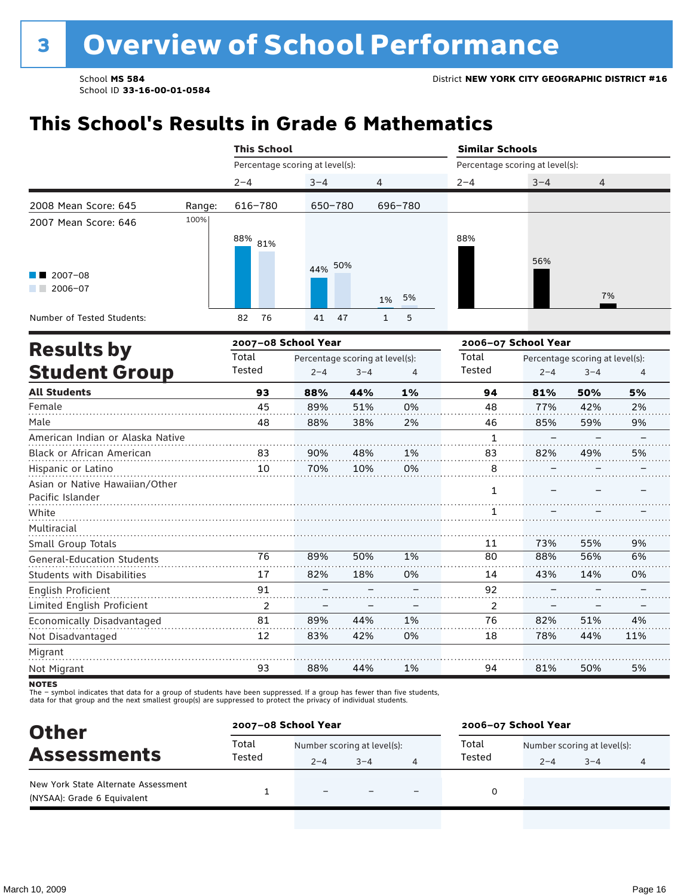# 3 Overview of School Performance

School **MS 584**
School ID **33-16-00-01-0584**

District **NEW YORK CITY GEOGRAPHIC DISTRICT #16**

## This School's Results in Grade 6 Mathematics

| | | This School | | | Similar Schools | | |
|---|---|---|---|---|---|---|---|
| | | Percentage scoring at level(s): | | | Percentage scoring at level(s): | | |
| | | 2–4 | 3–4 | 4 | 2–4 | 3–4 | 4 |
| 2008 Mean Score: 645 | Range: | 616–780 | 650–780 | 696–780 | | | |
| 2007 Mean Score: 646 | | | | | | | |
| 2007–08 | | 88% | 44% | 1% | 88% | 56% | 7% |
| 2006–07 | | 81% | 50% | 5% | | | |
| Number of Tested Students: 2007–08 | | 82 | 41 | 1 | | | |
| Number of Tested Students: 2006–07 | | 76 | 47 | 5 | | | |

## Results by Student Group

| | 2007–08 School Year | | | | 2006–07 School Year | | | |
|---|---|---|---|---|---|---|---|---|
| | Total Tested | Percentage scoring at level(s): 2–4 | 3–4 | 4 | Total Tested | Percentage scoring at level(s): 2–4 | 3–4 | 4 |
| **All Students** | **93** | **88%** | **44%** | **1%** | **94** | **81%** | **50%** | **5%** |
| Female | 45 | 89% | 51% | 0% | 48 | 77% | 42% | 2% |
| Male | 48 | 88% | 38% | 2% | 46 | 85% | 59% | 9% |
| American Indian or Alaska Native | | | | | 1 | – | – | – |
| Black or African American | 83 | 90% | 48% | 1% | 83 | 82% | 49% | 5% |
| Hispanic or Latino | 10 | 70% | 10% | 0% | 8 | – | – | – |
| Asian or Native Hawaiian/Other Pacific Islander | | | | | 1 | – | – | – |
| White | | | | | 1 | – | – | – |
| Multiracial | | | | | | | | |
| Small Group Totals | | | | | 11 | 73% | 55% | 9% |
| General-Education Students | 76 | 89% | 50% | 1% | 80 | 88% | 56% | 6% |
| Students with Disabilities | 17 | 82% | 18% | 0% | 14 | 43% | 14% | 0% |
| English Proficient | 91 | – | – | – | 92 | – | – | – |
| Limited English Proficient | 2 | – | – | – | 2 | – | – | – |
| Economically Disadvantaged | 81 | 89% | 44% | 1% | 76 | 82% | 51% | 4% |
| Not Disadvantaged | 12 | 83% | 42% | 0% | 18 | 78% | 44% | 11% |
| Migrant | | | | | | | | |
| Not Migrant | 93 | 88% | 44% | 1% | 94 | 81% | 50% | 5% |

**NOTES**
The – symbol indicates that data for a group of students have been suppressed. If a group has fewer than five students, data for that group and the next smallest group(s) are suppressed to protect the privacy of individual students.

## Other Assessments

| | 2007–08 School Year | | | | 2006–07 School Year | | | |
|---|---|---|---|---|---|---|---|---|
| | Total Tested | Number scoring at level(s): 2–4 | 3–4 | 4 | Total Tested | Number scoring at level(s): 2–4 | 3–4 | 4 |
| New York State Alternate Assessment (NYSAA): Grade 6 Equivalent | 1 | – | – | – | 0 | | | |

March 10, 2009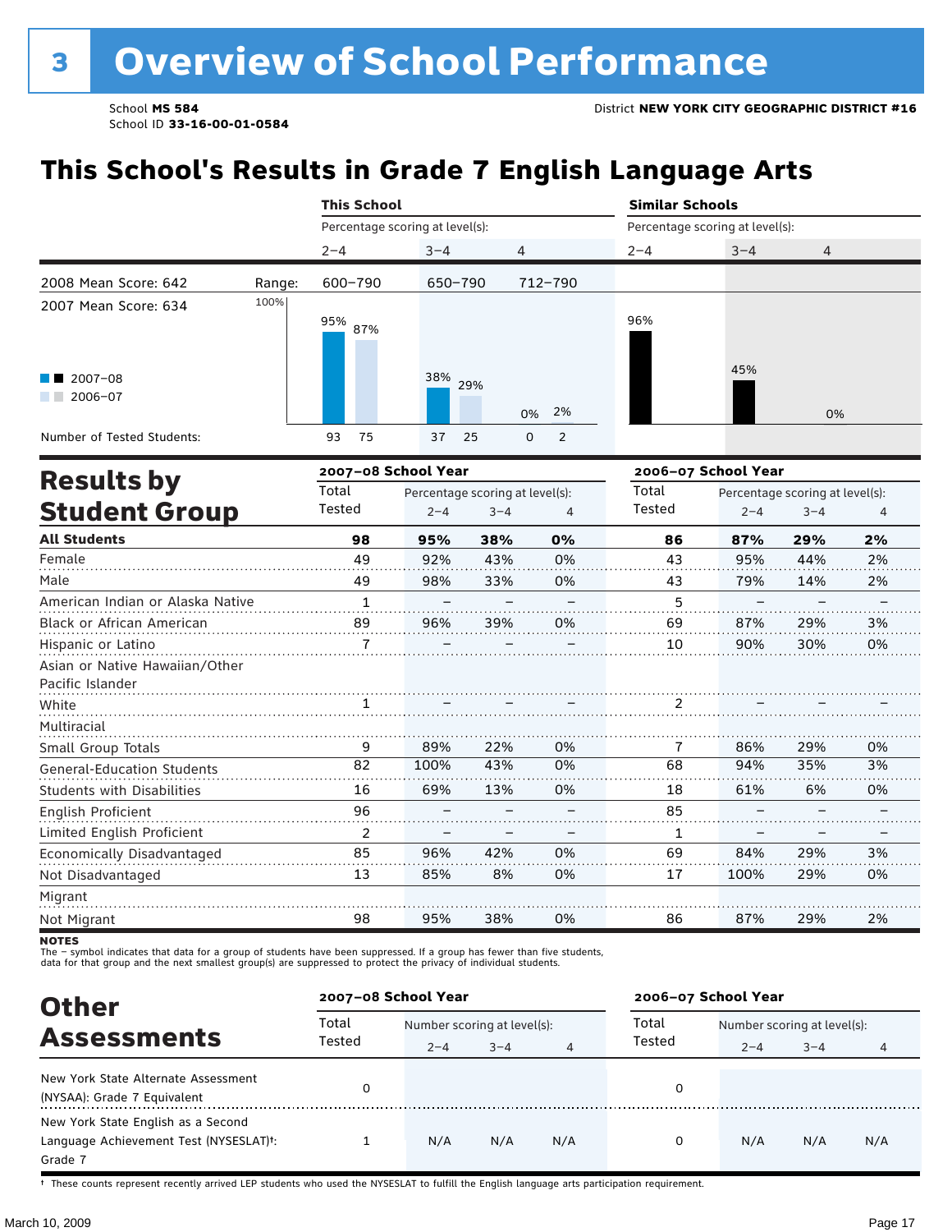# 3 Overview of School Performance

School **MS 584**
School ID **33-16-00-01-0584**

District **NEW YORK CITY GEOGRAPHIC DISTRICT #16**

## This School's Results in Grade 7 English Language Arts

| | | This School | | | Similar Schools | | |
|---|---|---|---|---|---|---|---|
| | | Percentage scoring at level(s): | | | Percentage scoring at level(s): | | |
| | | 2–4 | 3–4 | 4 | 2–4 | 3–4 | 4 |
| 2008 Mean Score: 642 | Range: | 600–790 | 650–790 | 712–790 | | | |
| 2007 Mean Score: 634 | | | | | | | |
| 2007–08 | | 95% | 38% | 0% | 96% | 45% | 0% |
| 2006–07 | | 87% | 29% | 2% | | | |
| Number of Tested Students: 2007–08 | | 93 | 37 | 0 | | | |
| Number of Tested Students: 2006–07 | | 75 | 25 | 2 | | | |

## Results by Student Group

| | 2007–08 School Year | | | | 2006–07 School Year | | | |
|---|---|---|---|---|---|---|---|---|
| | Total Tested | Percentage scoring at level(s): 2–4 | 3–4 | 4 | Total Tested | Percentage scoring at level(s): 2–4 | 3–4 | 4 |
| **All Students** | **98** | **95%** | **38%** | **0%** | **86** | **87%** | **29%** | **2%** |
| Female | 49 | 92% | 43% | 0% | 43 | 95% | 44% | 2% |
| Male | 49 | 98% | 33% | 0% | 43 | 79% | 14% | 2% |
| American Indian or Alaska Native | 1 | – | – | – | 5 | – | – | – |
| Black or African American | 89 | 96% | 39% | 0% | 69 | 87% | 29% | 3% |
| Hispanic or Latino | 7 | – | – | – | 10 | 90% | 30% | 0% |
| Asian or Native Hawaiian/Other Pacific Islander | | | | | | | | |
| White | 1 | – | – | – | 2 | – | – | – |
| Multiracial | | | | | | | | |
| Small Group Totals | 9 | 89% | 22% | 0% | 7 | 86% | 29% | 0% |
| General-Education Students | 82 | 100% | 43% | 0% | 68 | 94% | 35% | 3% |
| Students with Disabilities | 16 | 69% | 13% | 0% | 18 | 61% | 6% | 0% |
| English Proficient | 96 | – | – | – | 85 | – | – | – |
| Limited English Proficient | 2 | – | – | – | 1 | – | – | – |
| Economically Disadvantaged | 85 | 96% | 42% | 0% | 69 | 84% | 29% | 3% |
| Not Disadvantaged | 13 | 85% | 8% | 0% | 17 | 100% | 29% | 0% |
| Migrant | | | | | | | | |
| Not Migrant | 98 | 95% | 38% | 0% | 86 | 87% | 29% | 2% |

**NOTES**
The – symbol indicates that data for a group of students have been suppressed. If a group has fewer than five students, data for that group and the next smallest group(s) are suppressed to protect the privacy of individual students.

## Other Assessments

| | 2007–08 School Year | | | | 2006–07 School Year | | | |
|---|---|---|---|---|---|---|---|---|
| | Total Tested | Number scoring at level(s): 2–4 | 3–4 | 4 | Total Tested | Number scoring at level(s): 2–4 | 3–4 | 4 |
| New York State Alternate Assessment (NYSAA): Grade 7 Equivalent | 0 | | | | 0 | | | |
| New York State English as a Second Language Achievement Test (NYSESLAT)†: Grade 7 | 1 | N/A | N/A | N/A | 0 | N/A | N/A | N/A |

† These counts represent recently arrived LEP students who used the NYSESLAT to fulfill the English language arts participation requirement.

March 10, 2009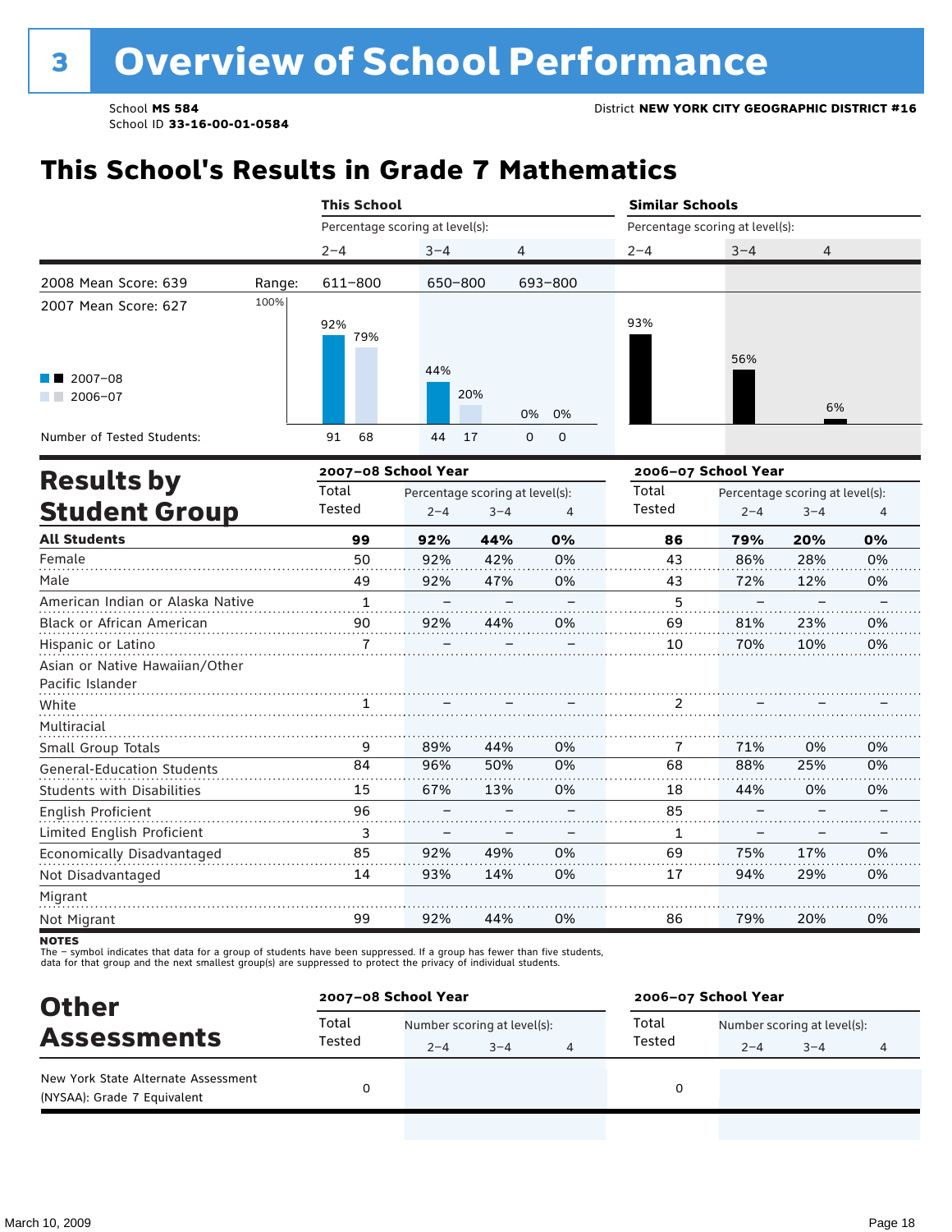# 3 Overview of School Performance

School **MS 584**
School ID **33-16-00-01-0584**

District **NEW YORK CITY GEOGRAPHIC DISTRICT #16**

## This School's Results in Grade 7 Mathematics

| | | This School | | | Similar Schools | | |
|---|---|---|---|---|---|---|---|
| | | Percentage scoring at level(s): | | | Percentage scoring at level(s): | | |
| | | 2–4 | 3–4 | 4 | 2–4 | 3–4 | 4 |
| 2008 Mean Score: 639 | Range: | 611–800 | 650–800 | 693–800 | | | |
| 2007 Mean Score: 627 | | | | | | | |
| 2007–08 | | 92% | 44% | 0% | 93% | 56% | 6% |
| 2006–07 | | 79% | 20% | 0% | | | |
| Number of Tested Students: 2007–08 | | 91 | 44 | 0 | | | |
| Number of Tested Students: 2006–07 | | 68 | 17 | 0 | | | |

## Results by Student Group

| | 2007–08 School Year | | | | 2006–07 School Year | | | |
|---|---|---|---|---|---|---|---|---|
| | Total Tested | Percentage scoring at level(s): 2–4 | 3–4 | 4 | Total Tested | Percentage scoring at level(s): 2–4 | 3–4 | 4 |
| **All Students** | **99** | **92%** | **44%** | **0%** | **86** | **79%** | **20%** | **0%** |
| Female | 50 | 92% | 42% | 0% | 43 | 86% | 28% | 0% |
| Male | 49 | 92% | 47% | 0% | 43 | 72% | 12% | 0% |
| American Indian or Alaska Native | 1 | – | – | – | 5 | – | – | – |
| Black or African American | 90 | 92% | 44% | 0% | 69 | 81% | 23% | 0% |
| Hispanic or Latino | 7 | – | – | – | 10 | 70% | 10% | 0% |
| Asian or Native Hawaiian/Other Pacific Islander | | | | | | | | |
| White | 1 | – | – | – | 2 | – | – | – |
| Multiracial | | | | | | | | |
| Small Group Totals | 9 | 89% | 44% | 0% | 7 | 71% | 0% | 0% |
| General-Education Students | 84 | 96% | 50% | 0% | 68 | 88% | 25% | 0% |
| Students with Disabilities | 15 | 67% | 13% | 0% | 18 | 44% | 0% | 0% |
| English Proficient | 96 | – | – | – | 85 | – | – | – |
| Limited English Proficient | 3 | – | – | – | 1 | – | – | – |
| Economically Disadvantaged | 85 | 92% | 49% | 0% | 69 | 75% | 17% | 0% |
| Not Disadvantaged | 14 | 93% | 14% | 0% | 17 | 94% | 29% | 0% |
| Migrant | | | | | | | | |
| Not Migrant | 99 | 92% | 44% | 0% | 86 | 79% | 20% | 0% |

**NOTES**
The – symbol indicates that data for a group of students have been suppressed. If a group has fewer than five students, data for that group and the next smallest group(s) are suppressed to protect the privacy of individual students.

## Other Assessments

| | 2007–08 School Year | | | | 2006–07 School Year | | | |
|---|---|---|---|---|---|---|---|---|
| | Total Tested | Number scoring at level(s): 2–4 | 3–4 | 4 | Total Tested | Number scoring at level(s): 2–4 | 3–4 | 4 |
| New York State Alternate Assessment (NYSAA): Grade 7 Equivalent | 0 | | | | 0 | | | |

March 10, 2009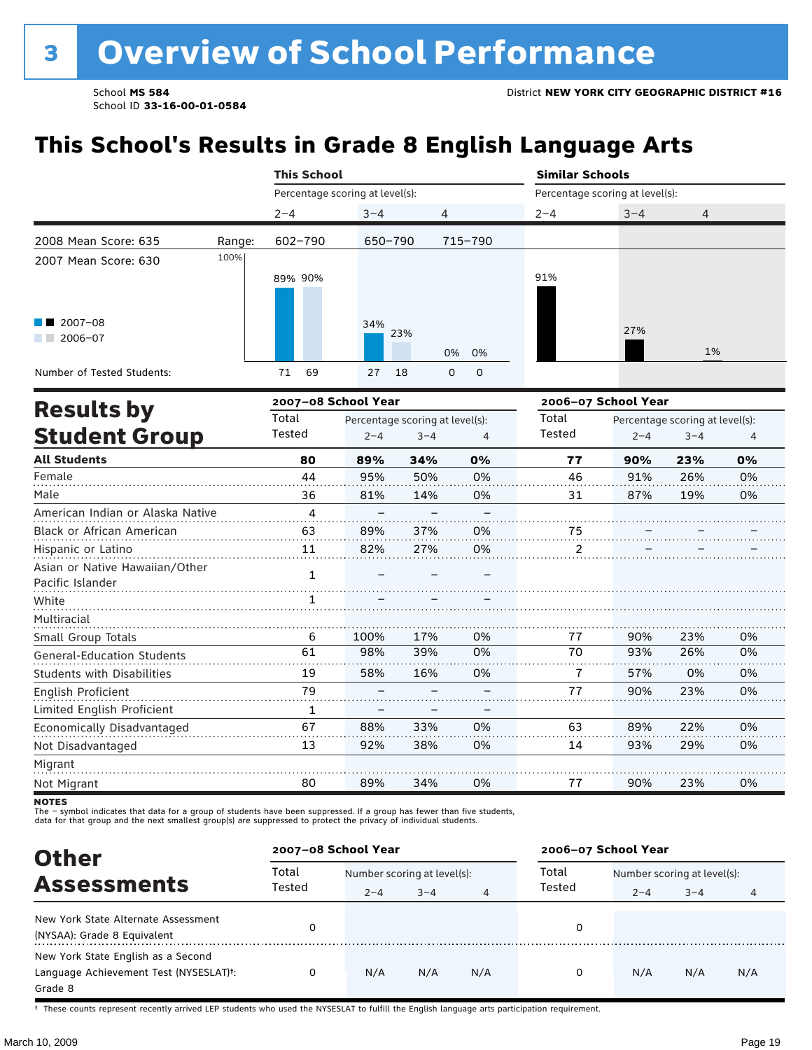# 3 Overview of School Performance

School **MS 584**
School ID **33-16-00-01-0584**

District **NEW YORK CITY GEOGRAPHIC DISTRICT #16**

## This School's Results in Grade 8 English Language Arts

| | | This School | | | Similar Schools | | |
|---|---|---|---|---|---|---|---|
| | | Percentage scoring at level(s): | | | Percentage scoring at level(s): | | |
| | | 2–4 | 3–4 | 4 | 2–4 | 3–4 | 4 |
| 2008 Mean Score: 635 | Range: | 602–790 | 650–790 | 715–790 | | | |
| 2007 Mean Score: 630 | | | | | | | |
| 2007–08 | | 89% | 34% | 0% | 91% | 27% | 1% |
| 2006–07 | | 90% | 23% | 0% | | | |
| Number of Tested Students: 2007–08 | | 71 | 27 | 0 | | | |
| Number of Tested Students: 2006–07 | | 69 | 18 | 0 | | | |

## Results by Student Group

| | 2007–08 School Year | | | | 2006–07 School Year | | | |
|---|---|---|---|---|---|---|---|---|
| | Total Tested | Percentage scoring at level(s): | | | Total Tested | Percentage scoring at level(s): | | |
| | | 2–4 | 3–4 | 4 | | 2–4 | 3–4 | 4 |
| **All Students** | **80** | **89%** | **34%** | **0%** | **77** | **90%** | **23%** | **0%** |
| Female | 44 | 95% | 50% | 0% | 46 | 91% | 26% | 0% |
| Male | 36 | 81% | 14% | 0% | 31 | 87% | 19% | 0% |
| American Indian or Alaska Native | 4 | – | – | – | | | | |
| Black or African American | 63 | 89% | 37% | 0% | 75 | – | – | – |
| Hispanic or Latino | 11 | 82% | 27% | 0% | 2 | – | – | – |
| Asian or Native Hawaiian/Other Pacific Islander | 1 | – | – | – | | | | |
| White | 1 | – | – | – | | | | |
| Multiracial | | | | | | | | |
| Small Group Totals | 6 | 100% | 17% | 0% | 77 | 90% | 23% | 0% |
| General-Education Students | 61 | 98% | 39% | 0% | 70 | 93% | 26% | 0% |
| Students with Disabilities | 19 | 58% | 16% | 0% | 7 | 57% | 0% | 0% |
| English Proficient | 79 | – | – | – | 77 | 90% | 23% | 0% |
| Limited English Proficient | 1 | – | – | – | | | | |
| Economically Disadvantaged | 67 | 88% | 33% | 0% | 63 | 89% | 22% | 0% |
| Not Disadvantaged | 13 | 92% | 38% | 0% | 14 | 93% | 29% | 0% |
| Migrant | | | | | | | | |
| Not Migrant | 80 | 89% | 34% | 0% | 77 | 90% | 23% | 0% |

**NOTES**
The – symbol indicates that data for a group of students have been suppressed. If a group has fewer than five students, data for that group and the next smallest group(s) are suppressed to protect the privacy of individual students.

## Other Assessments

| | 2007–08 School Year | | | | 2006–07 School Year | | | |
|---|---|---|---|---|---|---|---|---|
| | Total Tested | Number scoring at level(s): | | | Total Tested | Number scoring at level(s): | | |
| | | 2–4 | 3–4 | 4 | | 2–4 | 3–4 | 4 |
| New York State Alternate Assessment (NYSAA): Grade 8 Equivalent | 0 | | | | 0 | | | |
| New York State English as a Second Language Achievement Test (NYSESLAT)†: Grade 8 | 0 | N/A | N/A | N/A | 0 | N/A | N/A | N/A |

† These counts represent recently arrived LEP students who used the NYSESLAT to fulfill the English language arts participation requirement.

March 10, 2009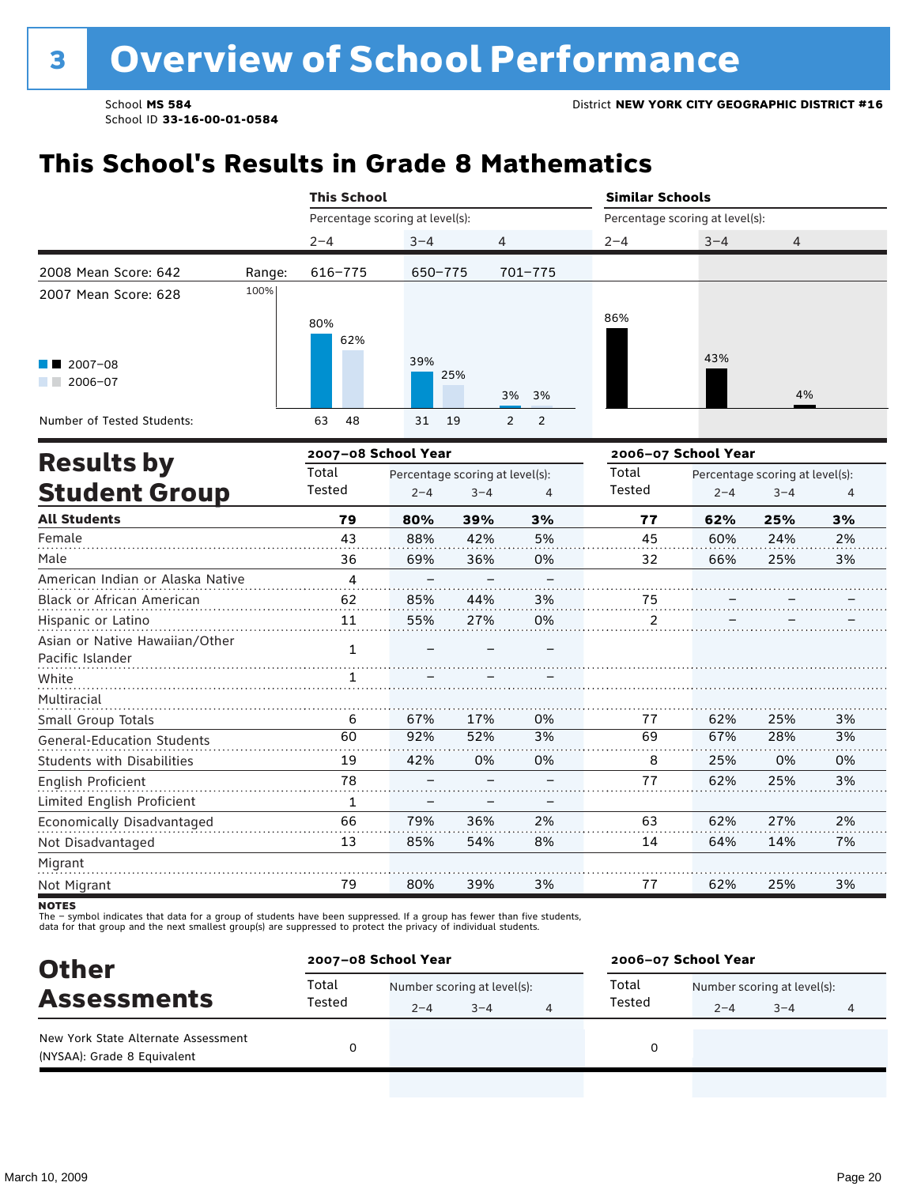# 3 Overview of School Performance

School **MS 584**
School ID **33-16-00-01-0584**

District **NEW YORK CITY GEOGRAPHIC DISTRICT #16**

## This School's Results in Grade 8 Mathematics

| | | This School | | | Similar Schools | | |
|---|---|---|---|---|---|---|---|
| | | Percentage scoring at level(s): | | | Percentage scoring at level(s): | | |
| | | 2–4 | 3–4 | 4 | 2–4 | 3–4 | 4 |
| 2008 Mean Score: 642 | Range: | 616–775 | 650–775 | 701–775 | | | |
| 2007 Mean Score: 628 | | | | | | | |
| 2007–08 | | 80% | 39% | 3% | 86% | 43% | 4% |
| 2006–07 | | 62% | 25% | 3% | | | |
| Number of Tested Students: 2007–08 | | 63 | 31 | 2 | | | |
| Number of Tested Students: 2006–07 | | 48 | 19 | 2 | | | |

## Results by Student Group

| | 2007–08 School Year | | | | 2006–07 School Year | | | |
|---|---|---|---|---|---|---|---|---|
| | Total Tested | Percentage scoring at level(s): 2–4 | 3–4 | 4 | Total Tested | Percentage scoring at level(s): 2–4 | 3–4 | 4 |
| **All Students** | **79** | **80%** | **39%** | **3%** | **77** | **62%** | **25%** | **3%** |
| Female | 43 | 88% | 42% | 5% | 45 | 60% | 24% | 2% |
| Male | 36 | 69% | 36% | 0% | 32 | 66% | 25% | 3% |
| American Indian or Alaska Native | 4 | – | – | – | | | | |
| Black or African American | 62 | 85% | 44% | 3% | 75 | – | – | – |
| Hispanic or Latino | 11 | 55% | 27% | 0% | 2 | – | – | – |
| Asian or Native Hawaiian/Other Pacific Islander | 1 | – | – | – | | | | |
| White | 1 | – | – | – | | | | |
| Multiracial | | | | | | | | |
| Small Group Totals | 6 | 67% | 17% | 0% | 77 | 62% | 25% | 3% |
| General-Education Students | 60 | 92% | 52% | 3% | 69 | 67% | 28% | 3% |
| Students with Disabilities | 19 | 42% | 0% | 0% | 8 | 25% | 0% | 0% |
| English Proficient | 78 | – | – | – | 77 | 62% | 25% | 3% |
| Limited English Proficient | 1 | – | – | – | | | | |
| Economically Disadvantaged | 66 | 79% | 36% | 2% | 63 | 62% | 27% | 2% |
| Not Disadvantaged | 13 | 85% | 54% | 8% | 14 | 64% | 14% | 7% |
| Migrant | | | | | | | | |
| Not Migrant | 79 | 80% | 39% | 3% | 77 | 62% | 25% | 3% |

**NOTES**
The – symbol indicates that data for a group of students have been suppressed. If a group has fewer than five students, data for that group and the next smallest group(s) are suppressed to protect the privacy of individual students.

## Other Assessments

| | 2007–08 School Year | | | | 2006–07 School Year | | | |
|---|---|---|---|---|---|---|---|---|
| | Total Tested | Number scoring at level(s): 2–4 | 3–4 | 4 | Total Tested | Number scoring at level(s): 2–4 | 3–4 | 4 |
| New York State Alternate Assessment (NYSAA): Grade 8 Equivalent | 0 | | | | 0 | | | |

March 10, 2009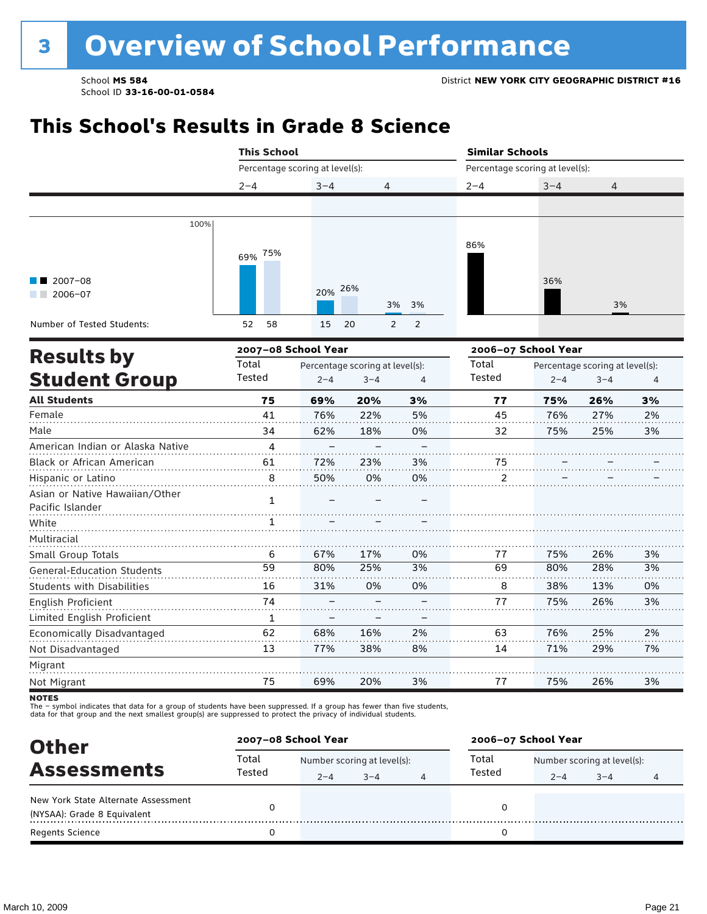# 3 Overview of School Performance

School **MS 584**
School ID **33-16-00-01-0584**

District **NEW YORK CITY GEOGRAPHIC DISTRICT #16**

## This School's Results in Grade 8 Science

**This School**
Percentage scoring at level(s):
2–4 3–4 4

**Similar Schools**
Percentage scoring at level(s):
2–4 3–4 4

100%

2007–08
2006–07

69% 75%
20% 26%
3% 3%
86%
36%
3%

Number of Tested Students: 52 58 15 20 2 2

## Results by Student Group

| | 2007–08 School Year | | | | 2006–07 School Year | | | |
|---|---|---|---|---|---|---|---|---|
| | Total Tested | Percentage scoring at level(s): 2–4 | 3–4 | 4 | Total Tested | Percentage scoring at level(s): 2–4 | 3–4 | 4 |
| **All Students** | **75** | **69%** | **20%** | **3%** | **77** | **75%** | **26%** | **3%** |
| Female | 41 | 76% | 22% | 5% | 45 | 76% | 27% | 2% |
| Male | 34 | 62% | 18% | 0% | 32 | 75% | 25% | 3% |
| American Indian or Alaska Native | 4 | – | – | – | | | | |
| Black or African American | 61 | 72% | 23% | 3% | 75 | – | – | – |
| Hispanic or Latino | 8 | 50% | 0% | 0% | 2 | – | – | – |
| Asian or Native Hawaiian/Other Pacific Islander | 1 | – | – | – | | | | |
| White | 1 | – | – | – | | | | |
| Multiracial | | | | | | | | |
| Small Group Totals | 6 | 67% | 17% | 0% | 77 | 75% | 26% | 3% |
| General-Education Students | 59 | 80% | 25% | 3% | 69 | 80% | 28% | 3% |
| Students with Disabilities | 16 | 31% | 0% | 0% | 8 | 38% | 13% | 0% |
| English Proficient | 74 | – | – | – | 77 | 75% | 26% | 3% |
| Limited English Proficient | 1 | – | – | – | | | | |
| Economically Disadvantaged | 62 | 68% | 16% | 2% | 63 | 76% | 25% | 2% |
| Not Disadvantaged | 13 | 77% | 38% | 8% | 14 | 71% | 29% | 7% |
| Migrant | | | | | | | | |
| Not Migrant | 75 | 69% | 20% | 3% | 77 | 75% | 26% | 3% |

**NOTES**
The – symbol indicates that data for a group of students have been suppressed. If a group has fewer than five students, data for that group and the next smallest group(s) are suppressed to protect the privacy of individual students.

## Other Assessments

| | 2007–08 School Year | | | | 2006–07 School Year | | | |
|---|---|---|---|---|---|---|---|---|
| | Total Tested | Number scoring at level(s): 2–4 | 3–4 | 4 | Total Tested | Number scoring at level(s): 2–4 | 3–4 | 4 |
| New York State Alternate Assessment (NYSAA): Grade 8 Equivalent | 0 | | | | 0 | | | |
| Regents Science | 0 | | | | 0 | | | |

March 10, 2009